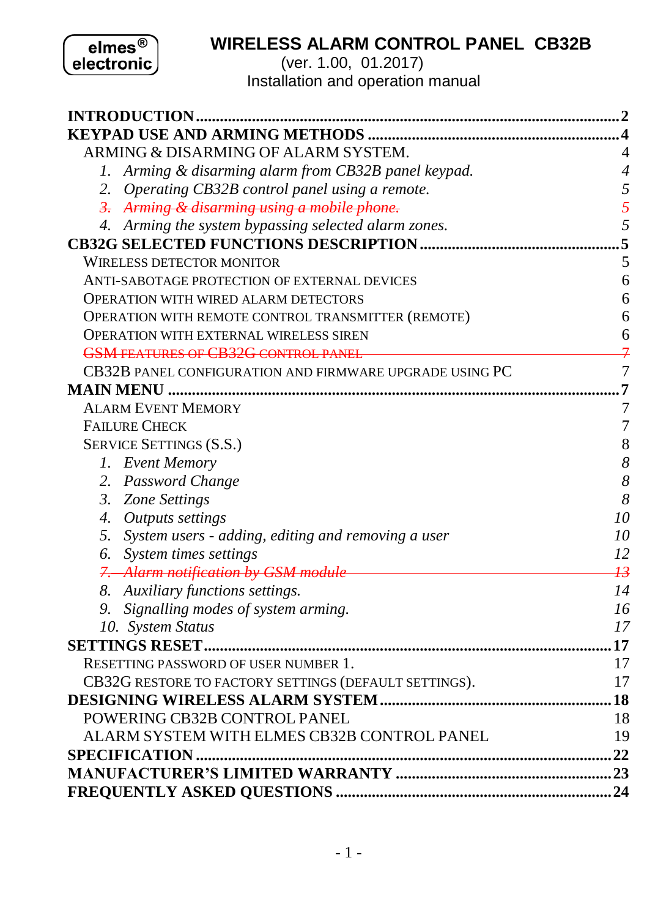elmes® electronic

# WIRELESS ALARM CONTROL PANEL CB32B

(ver. 1.00, 01.2017)

Installation and operation manual

**INTRODUCTION** ........ 2

**KEYPAD USE AND ARMING METHODS** ........ 4

- ARMING & DISARMING OF ALARM SYSTEM. 4
  1. *Arming & disarming alarm from CB32B panel keypad.* 4
  2. *Operating CB32B control panel using a remote.* 5
  3. ~~*Arming & disarming using a mobile phone.*~~ ~~5~~
  4. *Arming the system bypassing selected alarm zones.* 5

**CB32G SELECTED FUNCTIONS DESCRIPTION** ........ 5

- WIRELESS DETECTOR MONITOR 5
- ANTI-SABOTAGE PROTECTION OF EXTERNAL DEVICES 6
- OPERATION WITH WIRED ALARM DETECTORS 6
- OPERATION WITH REMOTE CONTROL TRANSMITTER (REMOTE) 6
- OPERATION WITH EXTERNAL WIRELESS SIREN 6
- ~~GSM FEATURES OF CB32G CONTROL PANEL 7~~
- CB32B PANEL CONFIGURATION AND FIRMWARE UPGRADE USING PC 7

**MAIN MENU** ........ 7

- ALARM EVENT MEMORY 7
- FAILURE CHECK 7
- SERVICE SETTINGS (S.S.) 8
  1. *Event Memory* 8
  2. *Password Change* 8
  3. *Zone Settings* 8
  4. *Outputs settings* 10
  5. *System users - adding, editing and removing a user* 10
  6. *System times settings* 12
  7. ~~*Alarm notification by GSM module* 13~~
  8. *Auxiliary functions settings.* 14
  9. *Signalling modes of system arming.* 16
  10. *System Status* 17

**SETTINGS RESET** ........ 17

- RESETTING PASSWORD OF USER NUMBER 1. 17
- CB32G RESTORE TO FACTORY SETTINGS (DEFAULT SETTINGS). 17

**DESIGNING WIRELESS ALARM SYSTEM** ........ 18

- POWERING CB32B CONTROL PANEL 18
- ALARM SYSTEM WITH ELMES CB32B CONTROL PANEL 19

**SPECIFICATION** ........ 22

**MANUFACTURER'S LIMITED WARRANTY** ........ 23

**FREQUENTLY ASKED QUESTIONS** ........ 24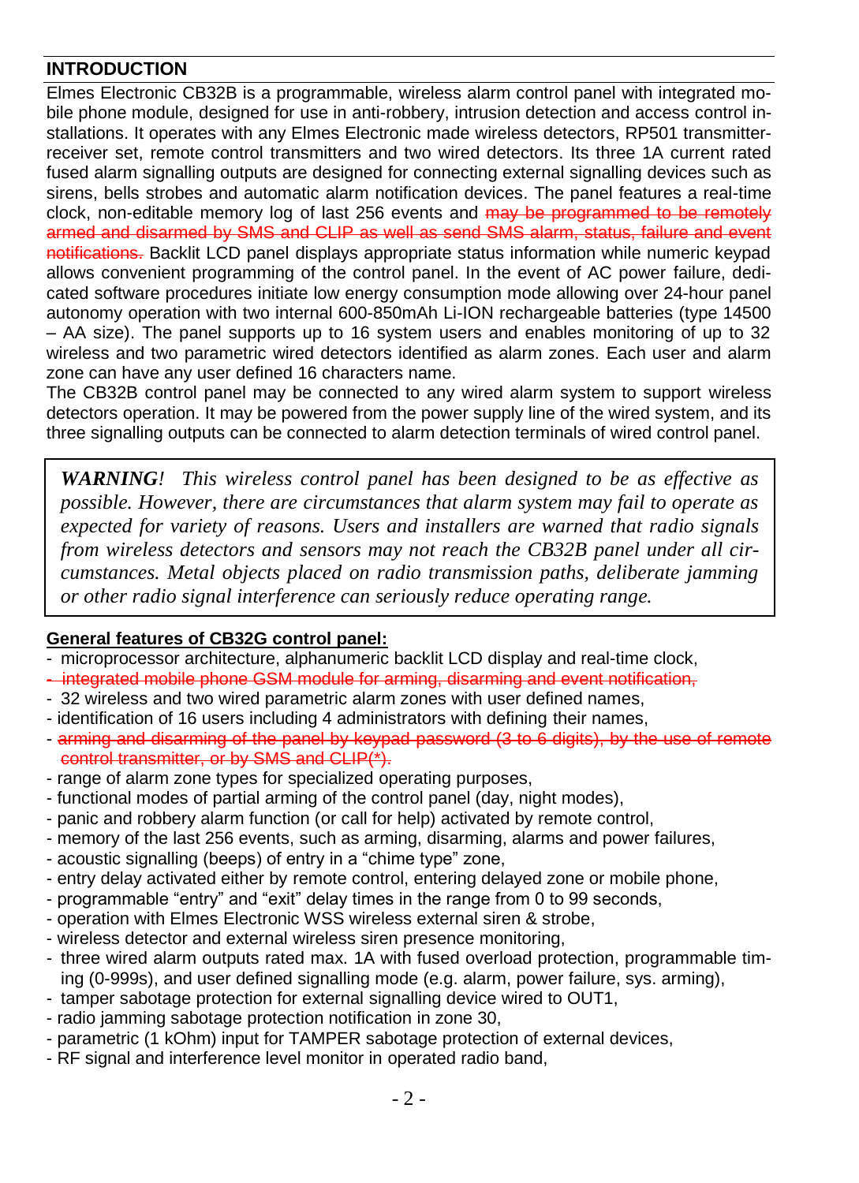## INTRODUCTION

Elmes Electronic CB32B is a programmable, wireless alarm control panel with integrated mobile phone module, designed for use in anti-robbery, intrusion detection and access control installations. It operates with any Elmes Electronic made wireless detectors, RP501 transmitter-receiver set, remote control transmitters and two wired detectors. Its three 1A current rated fused alarm signalling outputs are designed for connecting external signalling devices such as sirens, bells strobes and automatic alarm notification devices. The panel features a real-time clock, non-editable memory log of last 256 events and ~~may be programmed to be remotely armed and disarmed by SMS and CLIP as well as send SMS alarm, status, failure and event notifications.~~ Backlit LCD panel displays appropriate status information while numeric keypad allows convenient programming of the control panel. In the event of AC power failure, dedicated software procedures initiate low energy consumption mode allowing over 24-hour panel autonomy operation with two internal 600-850mAh Li-ION rechargeable batteries (type 14500 – AA size). The panel supports up to 16 system users and enables monitoring of up to 32 wireless and two parametric wired detectors identified as alarm zones. Each user and alarm zone can have any user defined 16 characters name.

The CB32B control panel may be connected to any wired alarm system to support wireless detectors operation. It may be powered from the power supply line of the wired system, and its three signalling outputs can be connected to alarm detection terminals of wired control panel.

> ***WARNING!*** *This wireless control panel has been designed to be as effective as possible. However, there are circumstances that alarm system may fail to operate as expected for variety of reasons. Users and installers are warned that radio signals from wireless detectors and sensors may not reach the CB32B panel under all circumstances. Metal objects placed on radio transmission paths, deliberate jamming or other radio signal interference can seriously reduce operating range.*

### General features of CB32G control panel:

- microprocessor architecture, alphanumeric backlit LCD display and real-time clock,
- ~~integrated mobile phone GSM module for arming, disarming and event notification,~~
- 32 wireless and two wired parametric alarm zones with user defined names,
- identification of 16 users including 4 administrators with defining their names,
- ~~arming and disarming of the panel by keypad password (3 to 6 digits), by the use of remote control transmitter, or by SMS and CLIP(*).~~
- range of alarm zone types for specialized operating purposes,
- functional modes of partial arming of the control panel (day, night modes),
- panic and robbery alarm function (or call for help) activated by remote control,
- memory of the last 256 events, such as arming, disarming, alarms and power failures,
- acoustic signalling (beeps) of entry in a “chime type” zone,
- entry delay activated either by remote control, entering delayed zone or mobile phone,
- programmable “entry” and “exit” delay times in the range from 0 to 99 seconds,
- operation with Elmes Electronic WSS wireless external siren & strobe,
- wireless detector and external wireless siren presence monitoring,
- three wired alarm outputs rated max. 1A with fused overload protection, programmable timing (0-999s), and user defined signalling mode (e.g. alarm, power failure, sys. arming),
- tamper sabotage protection for external signalling device wired to OUT1,
- radio jamming sabotage protection notification in zone 30,
- parametric (1 kOhm) input for TAMPER sabotage protection of external devices,
- RF signal and interference level monitor in operated radio band,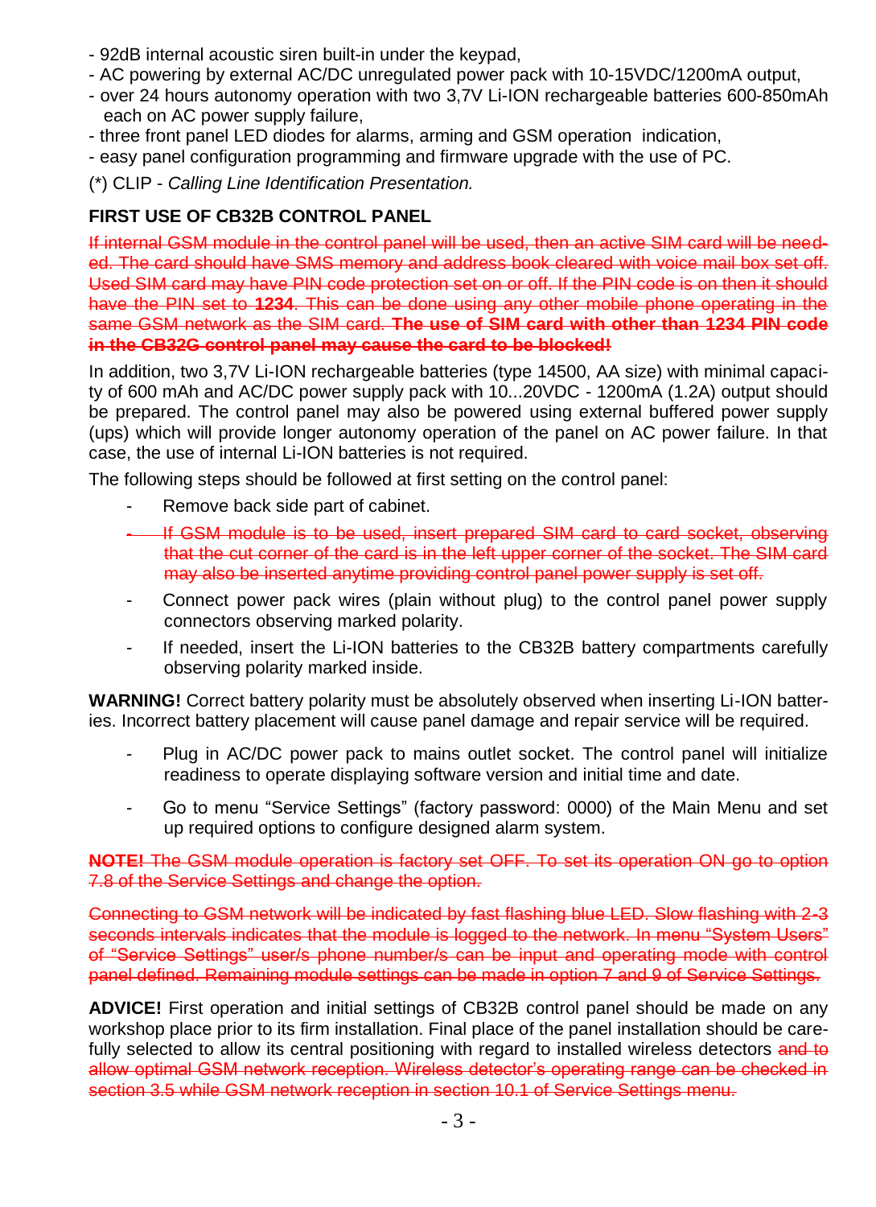- 92dB internal acoustic siren built-in under the keypad,
- AC powering by external AC/DC unregulated power pack with 10-15VDC/1200mA output,
- over 24 hours autonomy operation with two 3,7V Li-ION rechargeable batteries 600-850mAh each on AC power supply failure,
- three front panel LED diodes for alarms, arming and GSM operation indication,
- easy panel configuration programming and firmware upgrade with the use of PC.

(*) CLIP - *Calling Line Identification Presentation.*

## FIRST USE OF CB32B CONTROL PANEL

~~If internal GSM module in the control panel will be used, then an active SIM card will be needed. The card should have SMS memory and address book cleared with voice mail box set off. Used SIM card may have PIN code protection set on or off. If the PIN code is on then it should have the PIN set to **1234**. This can be done using any other mobile phone operating in the same GSM network as the SIM card. **The use of SIM card with other than 1234 PIN code in the CB32G control panel may cause the card to be blocked!**~~

In addition, two 3,7V Li-ION rechargeable batteries (type 14500, AA size) with minimal capacity of 600 mAh and AC/DC power supply pack with 10...20VDC - 1200mA (1.2A) output should be prepared. The control panel may also be powered using external buffered power supply (ups) which will provide longer autonomy operation of the panel on AC power failure. In that case, the use of internal Li-ION batteries is not required.

The following steps should be followed at first setting on the control panel:

- Remove back side part of cabinet.
- ~~If GSM module is to be used, insert prepared SIM card to card socket, observing that the cut corner of the card is in the left upper corner of the socket. The SIM card may also be inserted anytime providing control panel power supply is set off.~~
- Connect power pack wires (plain without plug) to the control panel power supply connectors observing marked polarity.
- If needed, insert the Li-ION batteries to the CB32B battery compartments carefully observing polarity marked inside.

**WARNING!** Correct battery polarity must be absolutely observed when inserting Li-ION batteries. Incorrect battery placement will cause panel damage and repair service will be required.

- Plug in AC/DC power pack to mains outlet socket. The control panel will initialize readiness to operate displaying software version and initial time and date.
- Go to menu “Service Settings” (factory password: 0000) of the Main Menu and set up required options to configure designed alarm system.

~~**NOTE!** The GSM module operation is factory set OFF. To set its operation ON go to option 7.8 of the Service Settings and change the option.~~

~~Connecting to GSM network will be indicated by fast flashing blue LED. Slow flashing with 2-3 seconds intervals indicates that the module is logged to the network. In menu “System Users” of “Service Settings” user/s phone number/s can be input and operating mode with control panel defined. Remaining module settings can be made in option 7 and 9 of Service Settings.~~

**ADVICE!** First operation and initial settings of CB32B control panel should be made on any workshop place prior to its firm installation. Final place of the panel installation should be carefully selected to allow its central positioning with regard to installed wireless detectors ~~and to allow optimal GSM network reception. Wireless detector’s operating range can be checked in section 3.5 while GSM network reception in section 10.1 of Service Settings menu.~~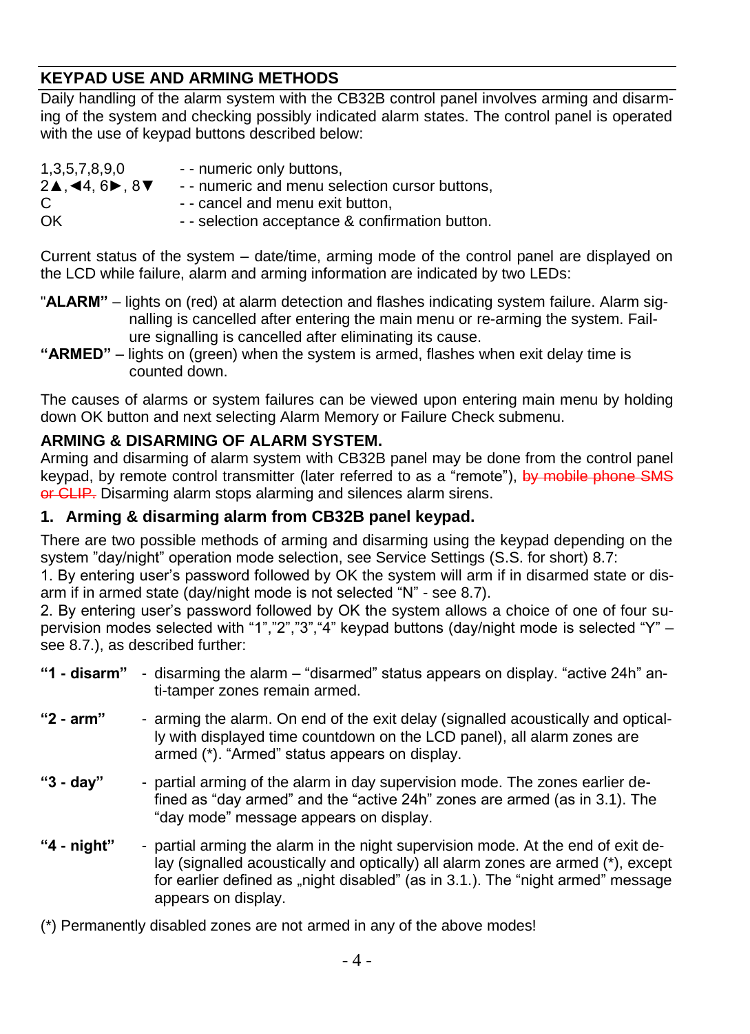## KEYPAD USE AND ARMING METHODS

Daily handling of the alarm system with the CB32B control panel involves arming and disarming of the system and checking possibly indicated alarm states. The control panel is operated with the use of keypad buttons described below:

| | |
|---|---|
| 1,3,5,7,8,9,0 | - - numeric only buttons, |
| 2▲,◄4, 6►, 8▼ | - - numeric and menu selection cursor buttons, |
| C | - - cancel and menu exit button, |
| OK | - - selection acceptance & confirmation button. |

Current status of the system – date/time, arming mode of the control panel are displayed on the LCD while failure, alarm and arming information are indicated by two LEDs:

"**ALARM"** – lights on (red) at alarm detection and flashes indicating system failure. Alarm signalling is cancelled after entering the main menu or re-arming the system. Failure signalling is cancelled after eliminating its cause.

**"ARMED"** – lights on (green) when the system is armed, flashes when exit delay time is counted down.

The causes of alarms or system failures can be viewed upon entering main menu by holding down OK button and next selecting Alarm Memory or Failure Check submenu.

## ARMING & DISARMING OF ALARM SYSTEM.

Arming and disarming of alarm system with CB32B panel may be done from the control panel keypad, by remote control transmitter (later referred to as a "remote"), ~~by mobile phone SMS or CLIP.~~ Disarming alarm stops alarming and silences alarm sirens.

### 1. Arming & disarming alarm from CB32B panel keypad.

There are two possible methods of arming and disarming using the keypad depending on the system "day/night" operation mode selection, see Service Settings (S.S. for short) 8.7:

1. By entering user's password followed by OK the system will arm if in disarmed state or disarm if in armed state (day/night mode is not selected "N" - see 8.7).

2. By entering user's password followed by OK the system allows a choice of one of four supervision modes selected with "1","2","3","4" keypad buttons (day/night mode is selected "Y" – see 8.7.), as described further:

**"1 - disarm"** - disarming the alarm – "disarmed" status appears on display. "active 24h" anti-tamper zones remain armed.

**"2 - arm"** - arming the alarm. On end of the exit delay (signalled acoustically and optically with displayed time countdown on the LCD panel), all alarm zones are armed (*). "Armed" status appears on display.

**"3 - day"** - partial arming of the alarm in day supervision mode. The zones earlier defined as "day armed" and the "active 24h" zones are armed (as in 3.1). The "day mode" message appears on display.

**"4 - night"** - partial arming the alarm in the night supervision mode. At the end of exit delay (signalled acoustically and optically) all alarm zones are armed (*), except for earlier defined as „night disabled" (as in 3.1.). The "night armed" message appears on display.

(*) Permanently disabled zones are not armed in any of the above modes!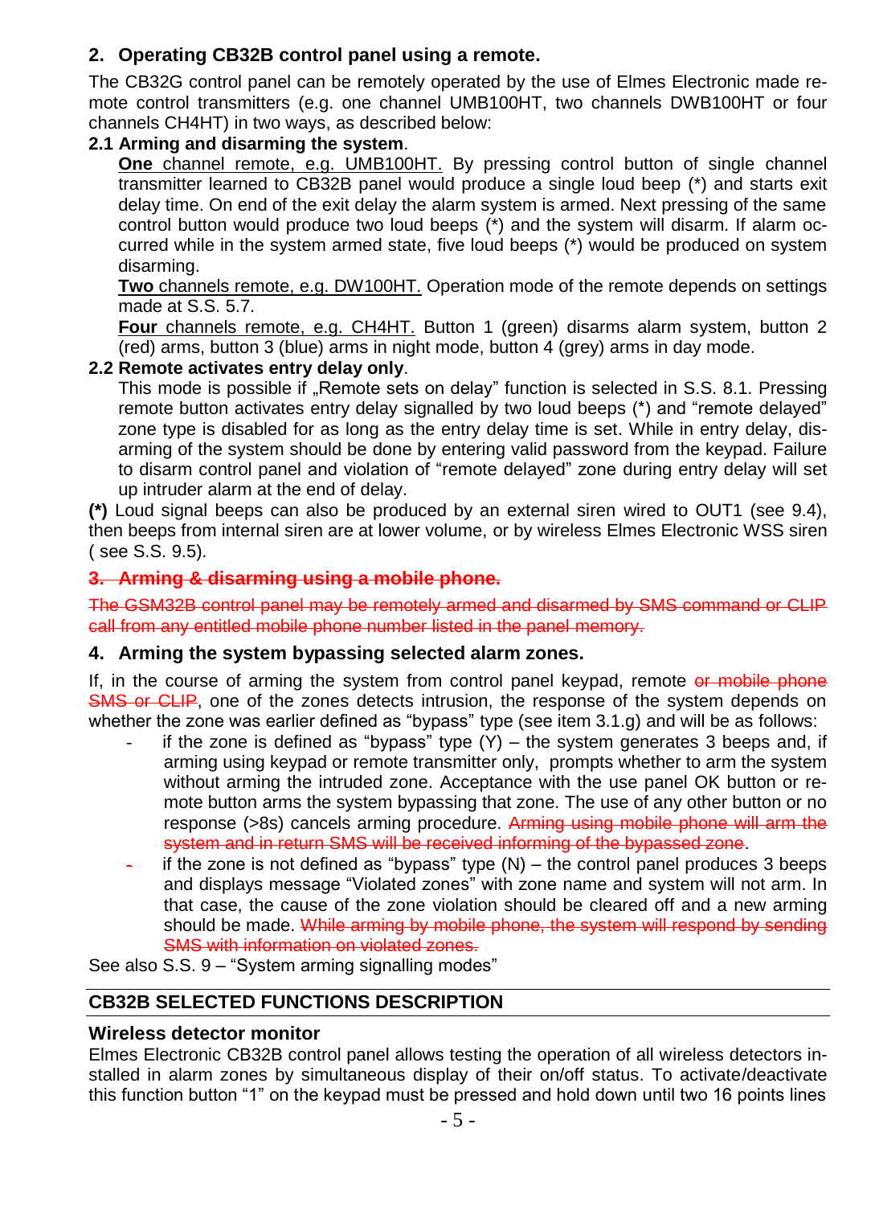## 2. Operating CB32B control panel using a remote.

The CB32G control panel can be remotely operated by the use of Elmes Electronic made remote control transmitters (e.g. one channel UMB100HT, two channels DWB100HT or four channels CH4HT) in two ways, as described below:

**2.1 Arming and disarming the system**.

<u>**One** channel remote, e.g. UMB100HT.</u> By pressing control button of single channel transmitter learned to CB32B panel would produce a single loud beep (*) and starts exit delay time. On end of the exit delay the alarm system is armed. Next pressing of the same control button would produce two loud beeps (*) and the system will disarm. If alarm occurred while in the system armed state, five loud beeps (*) would be produced on system disarming.

<u>**Two** channels remote, e.g. DW100HT.</u> Operation mode of the remote depends on settings made at S.S. 5.7.

<u>**Four** channels remote, e.g. CH4HT.</u> Button 1 (green) disarms alarm system, button 2 (red) arms, button 3 (blue) arms in night mode, button 4 (grey) arms in day mode.

**2.2 Remote activates entry delay only**.

This mode is possible if „Remote sets on delay" function is selected in S.S. 8.1. Pressing remote button activates entry delay signalled by two loud beeps (*) and "remote delayed" zone type is disabled for as long as the entry delay time is set. While in entry delay, disarming of the system should be done by entering valid password from the keypad. Failure to disarm control panel and violation of "remote delayed" zone during entry delay will set up intruder alarm at the end of delay.

**(*)** Loud signal beeps can also be produced by an external siren wired to OUT1 (see 9.4), then beeps from internal siren are at lower volume, or by wireless Elmes Electronic WSS siren ( see S.S. 9.5).

## ~~3. Arming & disarming using a mobile phone.~~

~~The GSM32B control panel may be remotely armed and disarmed by SMS command or CLIP call from any entitled mobile phone number listed in the panel memory.~~

## 4. Arming the system bypassing selected alarm zones.

If, in the course of arming the system from control panel keypad, remote ~~or mobile phone SMS or CLIP~~, one of the zones detects intrusion, the response of the system depends on whether the zone was earlier defined as "bypass" type (see item 3.1.g) and will be as follows:

- if the zone is defined as "bypass" type (Y) – the system generates 3 beeps and, if arming using keypad or remote transmitter only, prompts whether to arm the system without arming the intruded zone. Acceptance with the use panel OK button or remote button arms the system bypassing that zone. The use of any other button or no response (>8s) cancels arming procedure. ~~Arming using mobile phone will arm the system and in return SMS will be received informing of the bypassed zone~~.
- if the zone is not defined as "bypass" type (N) – the control panel produces 3 beeps and displays message "Violated zones" with zone name and system will not arm. In that case, the cause of the zone violation should be cleared off and a new arming should be made. ~~While arming by mobile phone, the system will respond by sending SMS with information on violated zones.~~

See also S.S. 9 – "System arming signalling modes"

## CB32B SELECTED FUNCTIONS DESCRIPTION

### Wireless detector monitor

Elmes Electronic CB32B control panel allows testing the operation of all wireless detectors installed in alarm zones by simultaneous display of their on/off status. To activate/deactivate this function button "1" on the keypad must be pressed and hold down until two 16 points lines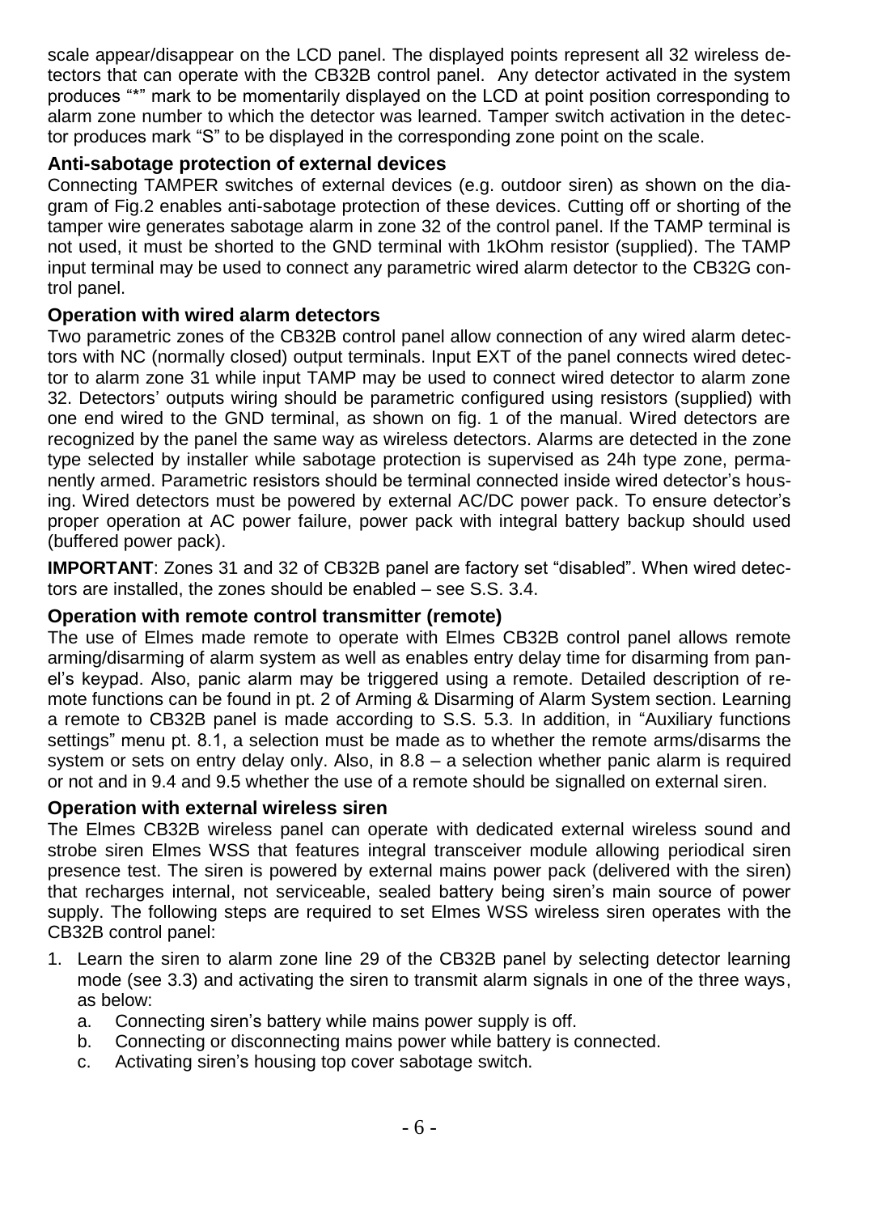scale appear/disappear on the LCD panel. The displayed points represent all 32 wireless detectors that can operate with the CB32B control panel. Any detector activated in the system produces "*" mark to be momentarily displayed on the LCD at point position corresponding to alarm zone number to which the detector was learned. Tamper switch activation in the detector produces mark "S" to be displayed in the corresponding zone point on the scale.

### Anti-sabotage protection of external devices

Connecting TAMPER switches of external devices (e.g. outdoor siren) as shown on the diagram of Fig.2 enables anti-sabotage protection of these devices. Cutting off or shorting of the tamper wire generates sabotage alarm in zone 32 of the control panel. If the TAMP terminal is not used, it must be shorted to the GND terminal with 1kOhm resistor (supplied). The TAMP input terminal may be used to connect any parametric wired alarm detector to the CB32G control panel.

### Operation with wired alarm detectors

Two parametric zones of the CB32B control panel allow connection of any wired alarm detectors with NC (normally closed) output terminals. Input EXT of the panel connects wired detector to alarm zone 31 while input TAMP may be used to connect wired detector to alarm zone 32. Detectors' outputs wiring should be parametric configured using resistors (supplied) with one end wired to the GND terminal, as shown on fig. 1 of the manual. Wired detectors are recognized by the panel the same way as wireless detectors. Alarms are detected in the zone type selected by installer while sabotage protection is supervised as 24h type zone, permanently armed. Parametric resistors should be terminal connected inside wired detector's housing. Wired detectors must be powered by external AC/DC power pack. To ensure detector's proper operation at AC power failure, power pack with integral battery backup should used (buffered power pack).

**IMPORTANT**: Zones 31 and 32 of CB32B panel are factory set "disabled". When wired detectors are installed, the zones should be enabled – see S.S. 3.4.

### Operation with remote control transmitter (remote)

The use of Elmes made remote to operate with Elmes CB32B control panel allows remote arming/disarming of alarm system as well as enables entry delay time for disarming from panel's keypad. Also, panic alarm may be triggered using a remote. Detailed description of remote functions can be found in pt. 2 of Arming & Disarming of Alarm System section. Learning a remote to CB32B panel is made according to S.S. 5.3. In addition, in "Auxiliary functions settings" menu pt. 8.1, a selection must be made as to whether the remote arms/disarms the system or sets on entry delay only. Also, in 8.8 – a selection whether panic alarm is required or not and in 9.4 and 9.5 whether the use of a remote should be signalled on external siren.

### Operation with external wireless siren

The Elmes CB32B wireless panel can operate with dedicated external wireless sound and strobe siren Elmes WSS that features integral transceiver module allowing periodical siren presence test. The siren is powered by external mains power pack (delivered with the siren) that recharges internal, not serviceable, sealed battery being siren's main source of power supply. The following steps are required to set Elmes WSS wireless siren operates with the CB32B control panel:

1. Learn the siren to alarm zone line 29 of the CB32B panel by selecting detector learning mode (see 3.3) and activating the siren to transmit alarm signals in one of the three ways, as below:
   a. Connecting siren's battery while mains power supply is off.
   b. Connecting or disconnecting mains power while battery is connected.
   c. Activating siren's housing top cover sabotage switch.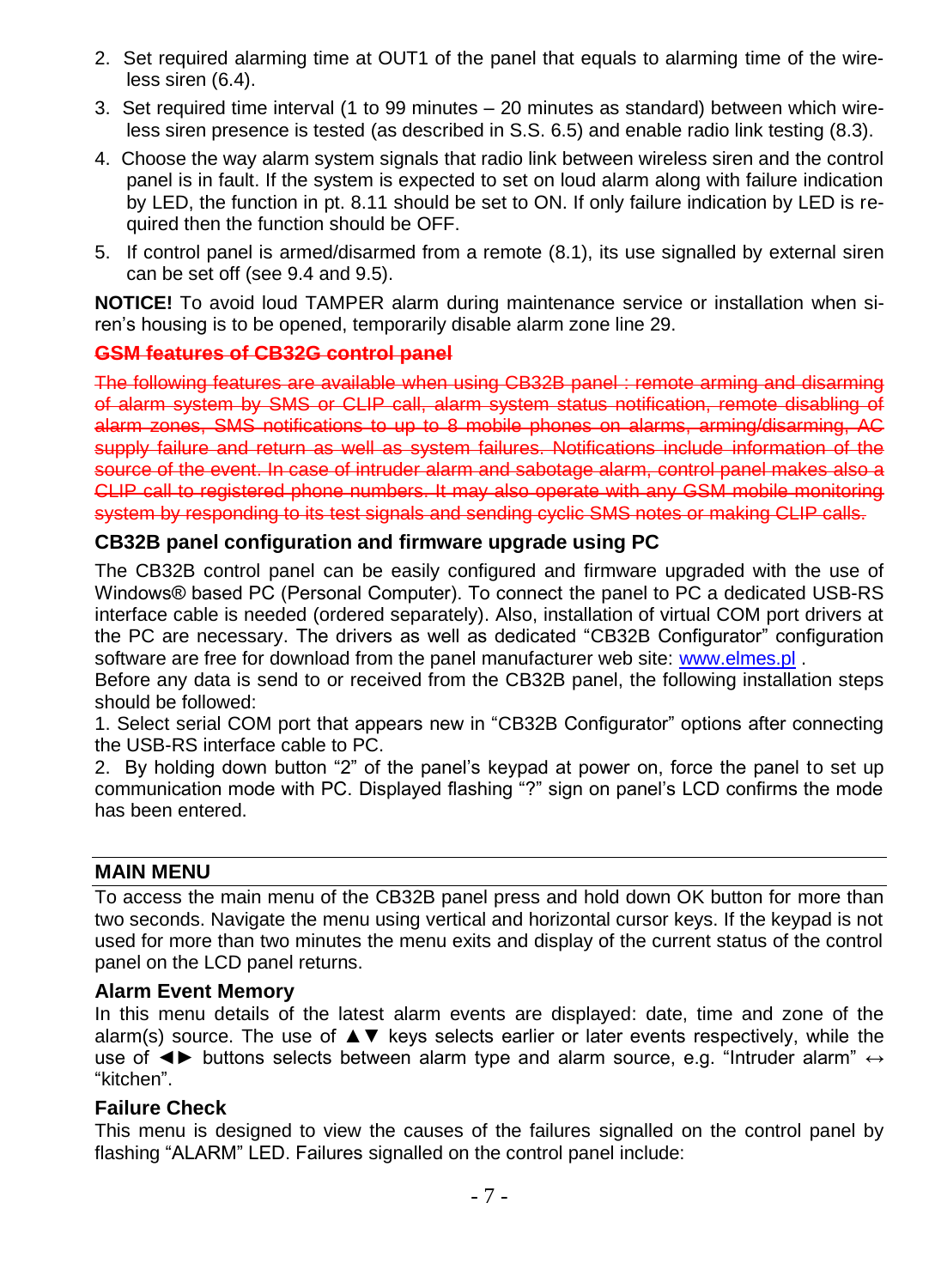2. Set required alarming time at OUT1 of the panel that equals to alarming time of the wireless siren (6.4).
3. Set required time interval (1 to 99 minutes – 20 minutes as standard) between which wireless siren presence is tested (as described in S.S. 6.5) and enable radio link testing (8.3).
4. Choose the way alarm system signals that radio link between wireless siren and the control panel is in fault. If the system is expected to set on loud alarm along with failure indication by LED, the function in pt. 8.11 should be set to ON. If only failure indication by LED is required then the function should be OFF.
5. If control panel is armed/disarmed from a remote (8.1), its use signalled by external siren can be set off (see 9.4 and 9.5).

**NOTICE!** To avoid loud TAMPER alarm during maintenance service or installation when siren's housing is to be opened, temporarily disable alarm zone line 29.

### ~~GSM features of CB32G control panel~~

~~The following features are available when using CB32B panel : remote arming and disarming of alarm system by SMS or CLIP call, alarm system status notification, remote disabling of alarm zones, SMS notifications to up to 8 mobile phones on alarms, arming/disarming, AC supply failure and return as well as system failures. Notifications include information of the source of the event. In case of intruder alarm and sabotage alarm, control panel makes also a CLIP call to registered phone numbers. It may also operate with any GSM mobile monitoring system by responding to its test signals and sending cyclic SMS notes or making CLIP calls.~~

### CB32B panel configuration and firmware upgrade using PC

The CB32B control panel can be easily configured and firmware upgraded with the use of Windows® based PC (Personal Computer). To connect the panel to PC a dedicated USB-RS interface cable is needed (ordered separately). Also, installation of virtual COM port drivers at the PC are necessary. The drivers as well as dedicated "CB32B Configurator" configuration software are free for download from the panel manufacturer web site: www.elmes.pl .
Before any data is send to or received from the CB32B panel, the following installation steps should be followed:
1. Select serial COM port that appears new in "CB32B Configurator" options after connecting the USB-RS interface cable to PC.
2. By holding down button "2" of the panel's keypad at power on, force the panel to set up communication mode with PC. Displayed flashing "?" sign on panel's LCD confirms the mode has been entered.

## MAIN MENU

To access the main menu of the CB32B panel press and hold down OK button for more than two seconds. Navigate the menu using vertical and horizontal cursor keys. If the keypad is not used for more than two minutes the menu exits and display of the current status of the control panel on the LCD panel returns.

### Alarm Event Memory

In this menu details of the latest alarm events are displayed: date, time and zone of the alarm(s) source. The use of ▲▼ keys selects earlier or later events respectively, while the use of ◄► buttons selects between alarm type and alarm source, e.g. "Intruder alarm" ↔ "kitchen".

### Failure Check

This menu is designed to view the causes of the failures signalled on the control panel by flashing "ALARM" LED. Failures signalled on the control panel include: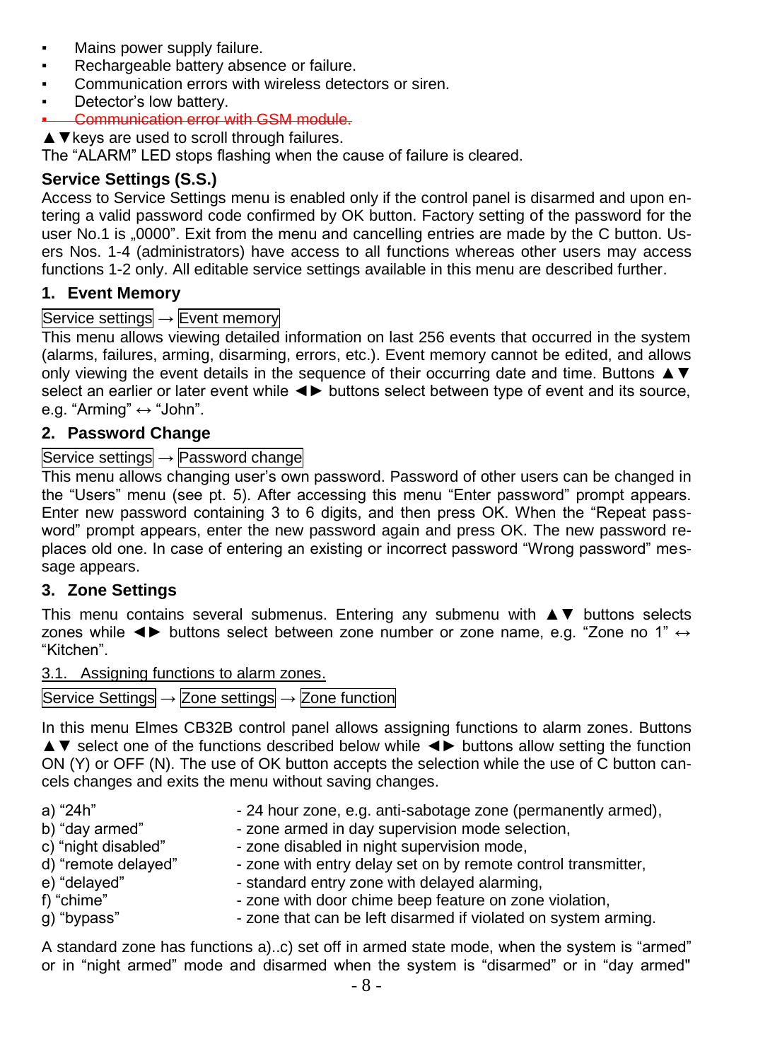- Mains power supply failure.
- Rechargeable battery absence or failure.
- Communication errors with wireless detectors or siren.
- Detector's low battery.
- ~~Communication error with GSM module.~~

▲▼keys are used to scroll through failures.

The "ALARM" LED stops flashing when the cause of failure is cleared.

### Service Settings (S.S.)

Access to Service Settings menu is enabled only if the control panel is disarmed and upon entering a valid password code confirmed by OK button. Factory setting of the password for the user No.1 is „0000". Exit from the menu and cancelling entries are made by the C button. Users Nos. 1-4 (administrators) have access to all functions whereas other users may access functions 1-2 only. All editable service settings available in this menu are described further.

### 1. Event Memory

Service settings → Event memory

This menu allows viewing detailed information on last 256 events that occurred in the system (alarms, failures, arming, disarming, errors, etc.). Event memory cannot be edited, and allows only viewing the event details in the sequence of their occurring date and time. Buttons ▲▼ select an earlier or later event while ◄► buttons select between type of event and its source, e.g. "Arming" ↔ "John".

### 2. Password Change

Service settings → Password change

This menu allows changing user's own password. Password of other users can be changed in the "Users" menu (see pt. 5). After accessing this menu "Enter password" prompt appears. Enter new password containing 3 to 6 digits, and then press OK. When the "Repeat password" prompt appears, enter the new password again and press OK. The new password replaces old one. In case of entering an existing or incorrect password "Wrong password" message appears.

### 3. Zone Settings

This menu contains several submenus. Entering any submenu with ▲▼ buttons selects zones while ◄► buttons select between zone number or zone name, e.g. "Zone no 1" ↔ "Kitchen".

#### 3.1. Assigning functions to alarm zones.

Service Settings → Zone settings → Zone function

In this menu Elmes CB32B control panel allows assigning functions to alarm zones. Buttons ▲▼ select one of the functions described below while ◄► buttons allow setting the function ON (Y) or OFF (N). The use of OK button accepts the selection while the use of C button cancels changes and exits the menu without saving changes.

a) "24h" - 24 hour zone, e.g. anti-sabotage zone (permanently armed),
b) "day armed" - zone armed in day supervision mode selection,
c) "night disabled" - zone disabled in night supervision mode,
d) "remote delayed" - zone with entry delay set on by remote control transmitter,
e) "delayed" - standard entry zone with delayed alarming,
f) "chime" - zone with door chime beep feature on zone violation,
g) "bypass" - zone that can be left disarmed if violated on system arming.

A standard zone has functions a)..c) set off in armed state mode, when the system is "armed" or in "night armed" mode and disarmed when the system is "disarmed" or in "day armed"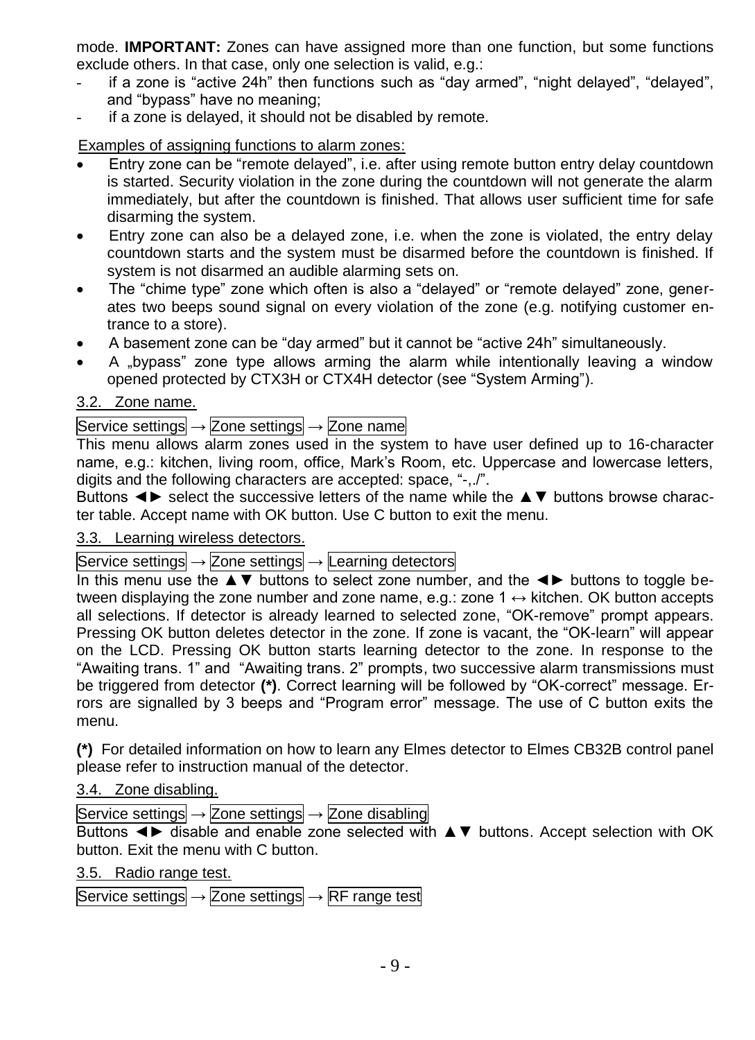mode. **IMPORTANT:** Zones can have assigned more than one function, but some functions exclude others. In that case, only one selection is valid, e.g.:

- if a zone is "active 24h" then functions such as "day armed", "night delayed", "delayed", and "bypass" have no meaning;
- if a zone is delayed, it should not be disabled by remote.

Examples of assigning functions to alarm zones:

- Entry zone can be "remote delayed", i.e. after using remote button entry delay countdown is started. Security violation in the zone during the countdown will not generate the alarm immediately, but after the countdown is finished. That allows user sufficient time for safe disarming the system.
- Entry zone can also be a delayed zone, i.e. when the zone is violated, the entry delay countdown starts and the system must be disarmed before the countdown is finished. If system is not disarmed an audible alarming sets on.
- The "chime type" zone which often is also a "delayed" or "remote delayed" zone, generates two beeps sound signal on every violation of the zone (e.g. notifying customer entrance to a store).
- A basement zone can be "day armed" but it cannot be "active 24h" simultaneously.
- A „bypass" zone type allows arming the alarm while intentionally leaving a window opened protected by CTX3H or CTX4H detector (see "System Arming").

## 3.2. Zone name.

Service settings → Zone settings → Zone name

This menu allows alarm zones used in the system to have user defined up to 16-character name, e.g.: kitchen, living room, office, Mark's Room, etc. Uppercase and lowercase letters, digits and the following characters are accepted: space, "-,./".

Buttons ◄► select the successive letters of the name while the ▲▼ buttons browse character table. Accept name with OK button. Use C button to exit the menu.

## 3.3. Learning wireless detectors.

Service settings → Zone settings → Learning detectors

In this menu use the ▲▼ buttons to select zone number, and the ◄► buttons to toggle between displaying the zone number and zone name, e.g.: zone 1 ↔ kitchen. OK button accepts all selections. If detector is already learned to selected zone, "OK-remove" prompt appears. Pressing OK button deletes detector in the zone. If zone is vacant, the "OK-learn" will appear on the LCD. Pressing OK button starts learning detector to the zone. In response to the "Awaiting trans. 1" and "Awaiting trans. 2" prompts, two successive alarm transmissions must be triggered from detector **(*)**. Correct learning will be followed by "OK-correct" message. Errors are signalled by 3 beeps and "Program error" message. The use of C button exits the menu.

**(*)** For detailed information on how to learn any Elmes detector to Elmes CB32B control panel please refer to instruction manual of the detector.

## 3.4. Zone disabling.

Service settings → Zone settings → Zone disabling

Buttons ◄► disable and enable zone selected with ▲▼ buttons. Accept selection with OK button. Exit the menu with C button.

## 3.5. Radio range test.

Service settings → Zone settings → RF range test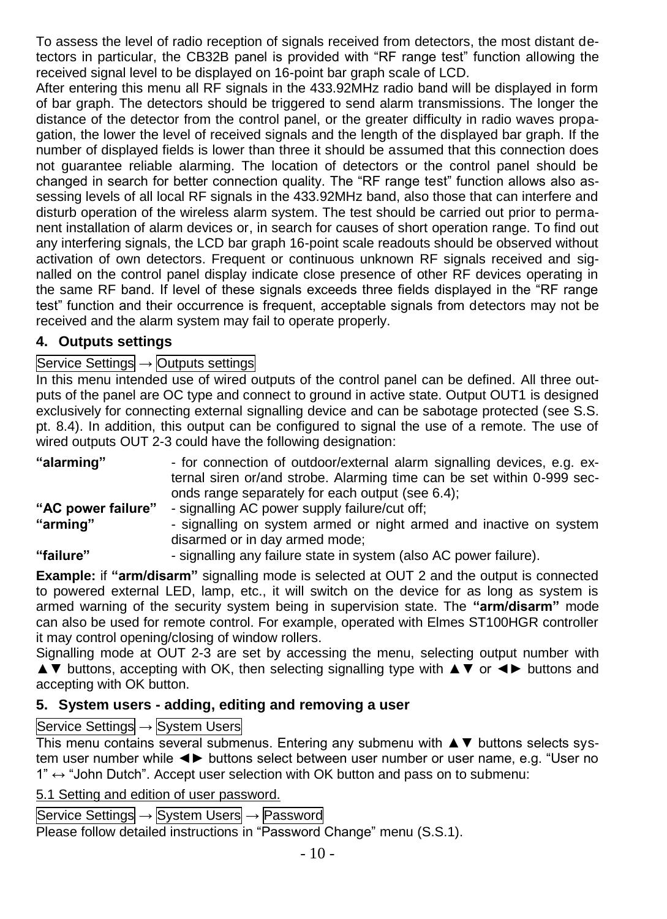To assess the level of radio reception of signals received from detectors, the most distant detectors in particular, the CB32B panel is provided with "RF range test" function allowing the received signal level to be displayed on 16-point bar graph scale of LCD.

After entering this menu all RF signals in the 433.92MHz radio band will be displayed in form of bar graph. The detectors should be triggered to send alarm transmissions. The longer the distance of the detector from the control panel, or the greater difficulty in radio waves propagation, the lower the level of received signals and the length of the displayed bar graph. If the number of displayed fields is lower than three it should be assumed that this connection does not guarantee reliable alarming. The location of detectors or the control panel should be changed in search for better connection quality. The "RF range test" function allows also assessing levels of all local RF signals in the 433.92MHz band, also those that can interfere and disturb operation of the wireless alarm system. The test should be carried out prior to permanent installation of alarm devices or, in search for causes of short operation range. To find out any interfering signals, the LCD bar graph 16-point scale readouts should be observed without activation of own detectors. Frequent or continuous unknown RF signals received and signalled on the control panel display indicate close presence of other RF devices operating in the same RF band. If level of these signals exceeds three fields displayed in the "RF range test" function and their occurrence is frequent, acceptable signals from detectors may not be received and the alarm system may fail to operate properly.

## 4. Outputs settings

Service Settings → Outputs settings

In this menu intended use of wired outputs of the control panel can be defined. All three outputs of the panel are OC type and connect to ground in active state. Output OUT1 is designed exclusively for connecting external signalling device and can be sabotage protected (see S.S. pt. 8.4). In addition, this output can be configured to signal the use of a remote. The use of wired outputs OUT 2-3 could have the following designation:

**"alarming"** - for connection of outdoor/external alarm signalling devices, e.g. external siren or/and strobe. Alarming time can be set within 0-999 seconds range separately for each output (see 6.4);

**"AC power failure"** - signalling AC power supply failure/cut off;

**"arming"** - signalling on system armed or night armed and inactive on system disarmed or in day armed mode;

**"failure"** - signalling any failure state in system (also AC power failure).

**Example:** if **"arm/disarm"** signalling mode is selected at OUT 2 and the output is connected to powered external LED, lamp, etc., it will switch on the device for as long as system is armed warning of the security system being in supervision state. The **"arm/disarm"** mode can also be used for remote control. For example, operated with Elmes ST100HGR controller it may control opening/closing of window rollers.

Signalling mode at OUT 2-3 are set by accessing the menu, selecting output number with ▲▼ buttons, accepting with OK, then selecting signalling type with ▲▼ or ◄► buttons and accepting with OK button.

## 5. System users - adding, editing and removing a user

Service Settings → System Users

This menu contains several submenus. Entering any submenu with ▲▼ buttons selects system user number while ◄► buttons select between user number or user name, e.g. "User no 1" ↔ "John Dutch". Accept user selection with OK button and pass on to submenu:

5.1 Setting and edition of user password.

Service Settings → System Users → Password

Please follow detailed instructions in "Password Change" menu (S.S.1).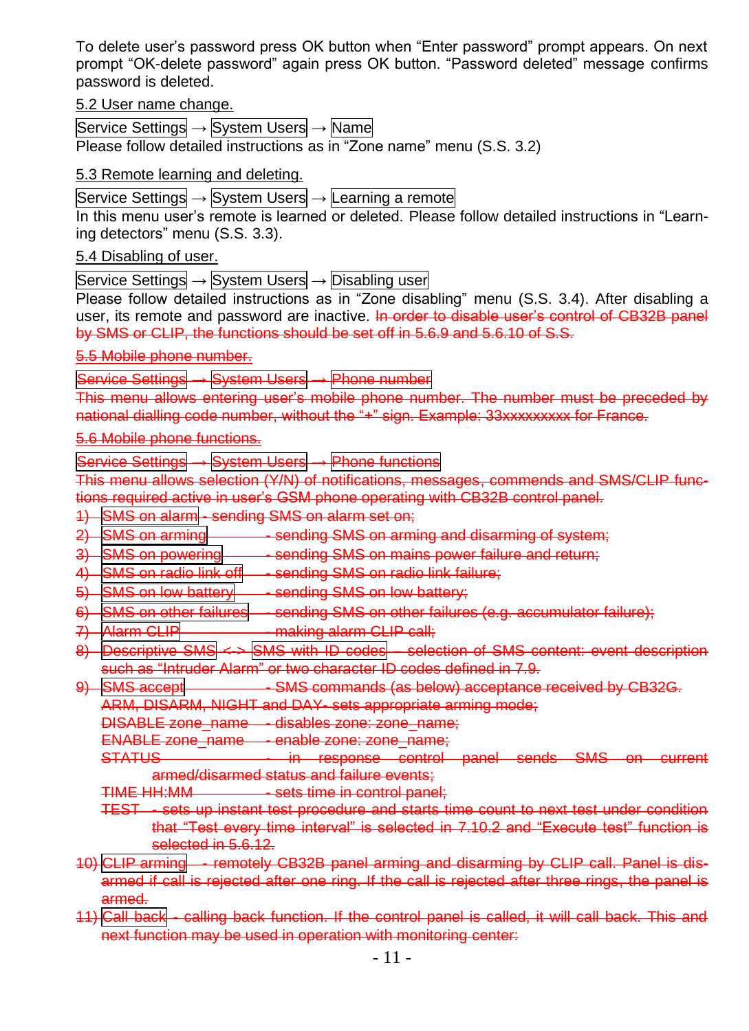To delete user's password press OK button when "Enter password" prompt appears. On next prompt "OK-delete password" again press OK button. "Password deleted" message confirms password is deleted.

5.2 User name change.

Service Settings → System Users → Name
Please follow detailed instructions as in "Zone name" menu (S.S. 3.2)

5.3 Remote learning and deleting.

Service Settings → System Users → Learning a remote
In this menu user's remote is learned or deleted. Please follow detailed instructions in "Learning detectors" menu (S.S. 3.3).

5.4 Disabling of user.

Service Settings → System Users → Disabling user
Please follow detailed instructions as in "Zone disabling" menu (S.S. 3.4). After disabling a user, its remote and password are inactive. ~~In order to disable user's control of CB32B panel by SMS or CLIP, the functions should be set off in 5.6.9 and 5.6.10 of S.S.~~

~~5.5 Mobile phone number.~~

~~Service Settings → System Users → Phone number~~
~~This menu allows entering user's mobile phone number. The number must be preceded by national dialling code number, without the "+" sign. Example: 33xxxxxxxxx for France.~~

~~5.6 Mobile phone functions.~~

~~Service Settings → System Users → Phone functions~~
~~This menu allows selection (Y/N) of notifications, messages, commends and SMS/CLIP functions required active in user's GSM phone operating with CB32B control panel.~~

1) ~~SMS on alarm - sending SMS on alarm set on;~~
2) ~~SMS on arming - sending SMS on arming and disarming of system;~~
3) ~~SMS on powering - sending SMS on mains power failure and return;~~
4) ~~SMS on radio link off - sending SMS on radio link failure;~~
5) ~~SMS on low battery - sending SMS on low battery;~~
6) ~~SMS on other failures - sending SMS on other failures (e.g. accumulator failure);~~
7) ~~Alarm CLIP - making alarm CLIP call;~~
8) ~~Descriptive SMS <-> SMS with ID codes – selection of SMS content: event description such as "Intruder Alarm" or two character ID codes defined in 7.9.~~
9) ~~SMS accept - SMS commands (as below) acceptance received by CB32G.~~
   ~~ARM, DISARM, NIGHT and DAY- sets appropriate arming mode;~~
   ~~DISABLE zone_name - disables zone: zone_name;~~
   ~~ENABLE zone_name - enable zone: zone_name;~~
   ~~STATUS - in response control panel sends SMS on current armed/disarmed status and failure events;~~
   ~~TIME HH:MM - sets time in control panel;~~
   ~~TEST - sets up instant test procedure and starts time count to next test under condition that "Test every time interval" is selected in 7.10.2 and "Execute test" function is selected in 5.6.12.~~
10) ~~CLIP arming - remotely CB32B panel arming and disarming by CLIP call. Panel is disarmed if call is rejected after one ring. If the call is rejected after three rings, the panel is armed.~~
11) ~~Call back - calling back function. If the control panel is called, it will call back. This and next function may be used in operation with monitoring center:~~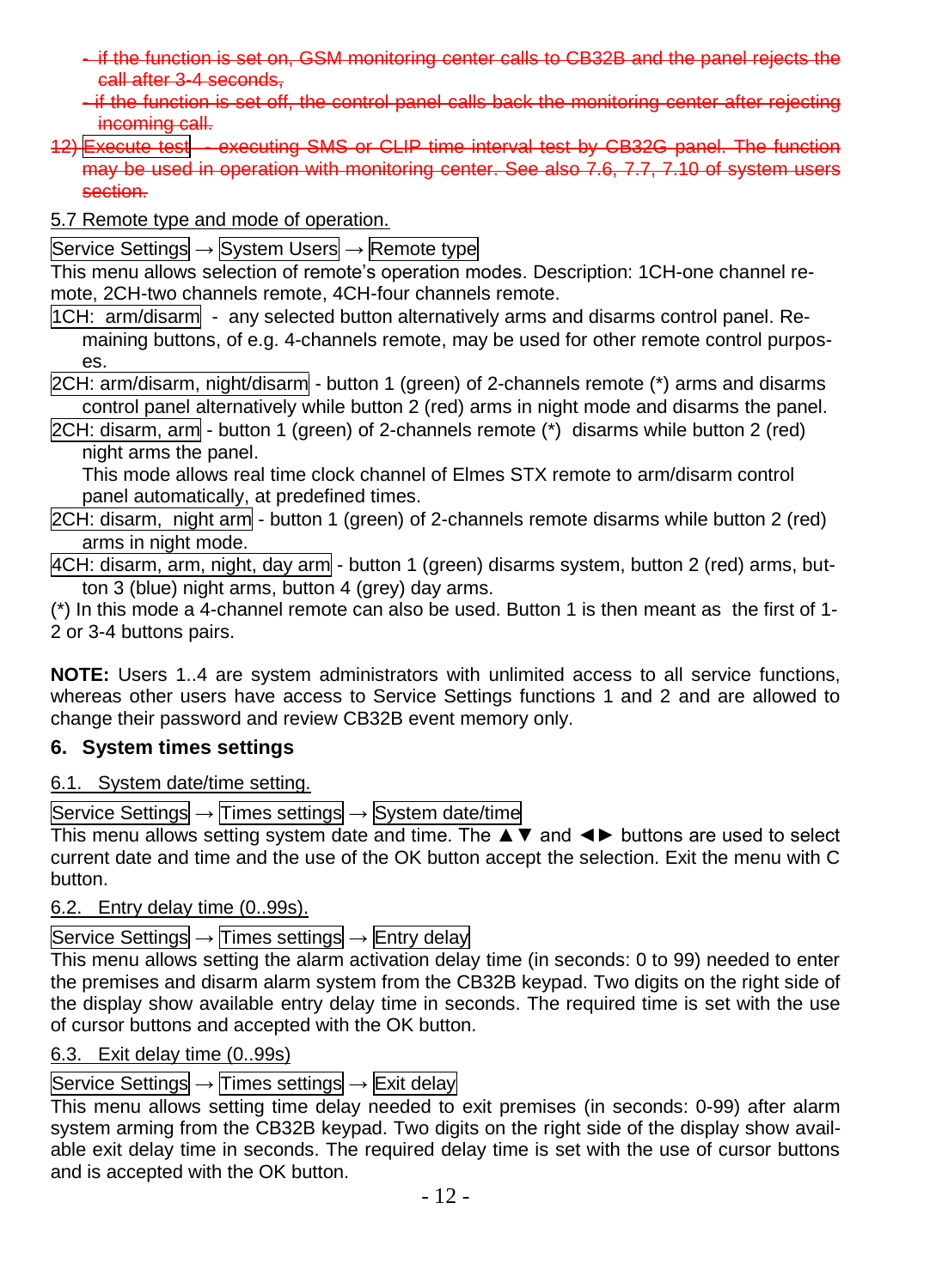~~- if the function is set on, GSM monitoring center calls to CB32B and the panel rejects the call after 3-4 seconds,~~

~~- if the function is set off, the control panel calls back the monitoring center after rejecting incoming call.~~

~~12) Execute test - executing SMS or CLIP time interval test by CB32G panel. The function may be used in operation with monitoring center. See also 7.6, 7.7, 7.10 of system users section.~~

5.7 Remote type and mode of operation.

Service Settings → System Users → Remote type

This menu allows selection of remote's operation modes. Description: 1CH-one channel remote, 2CH-two channels remote, 4CH-four channels remote.

1CH: arm/disarm - any selected button alternatively arms and disarms control panel. Remaining buttons, of e.g. 4-channels remote, may be used for other remote control purposes.

2CH: arm/disarm, night/disarm - button 1 (green) of 2-channels remote (*) arms and disarms control panel alternatively while button 2 (red) arms in night mode and disarms the panel.

2CH: disarm, arm - button 1 (green) of 2-channels remote (*) disarms while button 2 (red) night arms the panel.
This mode allows real time clock channel of Elmes STX remote to arm/disarm control panel automatically, at predefined times.

2CH: disarm, night arm - button 1 (green) of 2-channels remote disarms while button 2 (red) arms in night mode.

4CH: disarm, arm, night, day arm - button 1 (green) disarms system, button 2 (red) arms, button 3 (blue) night arms, button 4 (grey) day arms.

(*) In this mode a 4-channel remote can also be used. Button 1 is then meant as the first of 1-2 or 3-4 buttons pairs.

**NOTE:** Users 1..4 are system administrators with unlimited access to all service functions, whereas other users have access to Service Settings functions 1 and 2 and are allowed to change their password and review CB32B event memory only.

## 6. System times settings

6.1. System date/time setting.

Service Settings → Times settings → System date/time

This menu allows setting system date and time. The ▲▼ and ◄► buttons are used to select current date and time and the use of the OK button accept the selection. Exit the menu with C button.

6.2. Entry delay time (0..99s).

Service Settings → Times settings → Entry delay

This menu allows setting the alarm activation delay time (in seconds: 0 to 99) needed to enter the premises and disarm alarm system from the CB32B keypad. Two digits on the right side of the display show available entry delay time in seconds. The required time is set with the use of cursor buttons and accepted with the OK button.

6.3. Exit delay time (0..99s)

Service Settings → Times settings → Exit delay

This menu allows setting time delay needed to exit premises (in seconds: 0-99) after alarm system arming from the CB32B keypad. Two digits on the right side of the display show available exit delay time in seconds. The required delay time is set with the use of cursor buttons and is accepted with the OK button.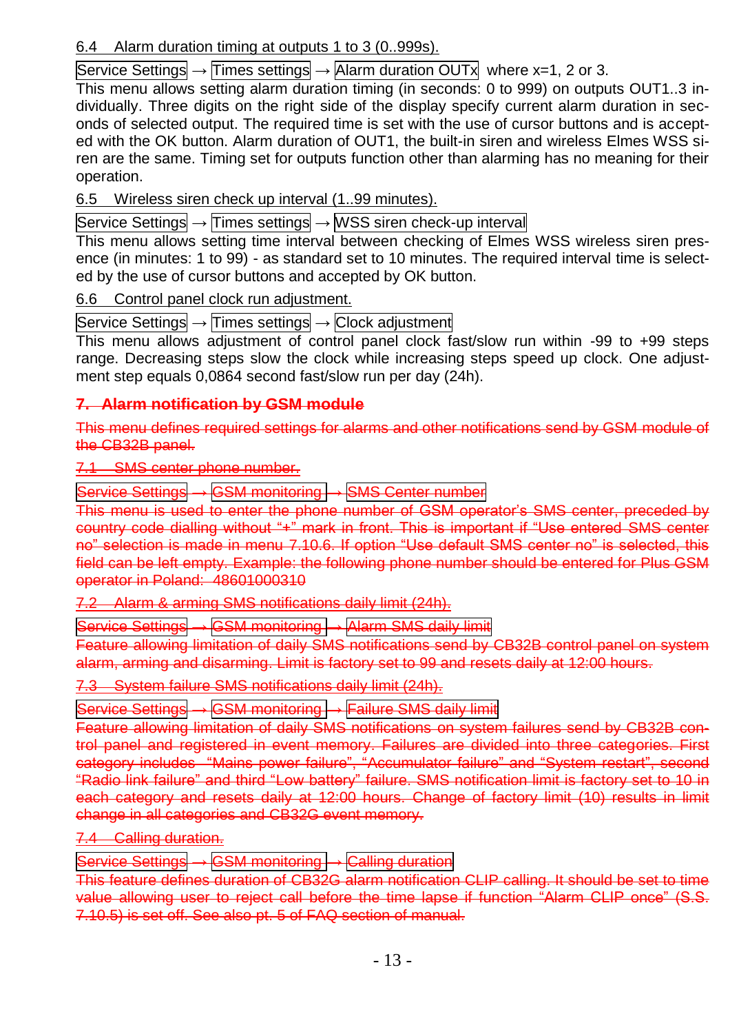6.4 Alarm duration timing at outputs 1 to 3 (0..999s).

Service Settings → Times settings → Alarm duration OUTx where x=1, 2 or 3.
This menu allows setting alarm duration timing (in seconds: 0 to 999) on outputs OUT1..3 individually. Three digits on the right side of the display specify current alarm duration in seconds of selected output. The required time is set with the use of cursor buttons and is accepted with the OK button. Alarm duration of OUT1, the built-in siren and wireless Elmes WSS siren are the same. Timing set for outputs function other than alarming has no meaning for their operation.

6.5 Wireless siren check up interval (1..99 minutes).

Service Settings → Times settings → WSS siren check-up interval
This menu allows setting time interval between checking of Elmes WSS wireless siren presence (in minutes: 1 to 99) - as standard set to 10 minutes. The required interval time is selected by the use of cursor buttons and accepted by OK button.

6.6 Control panel clock run adjustment.

Service Settings → Times settings → Clock adjustment
This menu allows adjustment of control panel clock fast/slow run within -99 to +99 steps range. Decreasing steps slow the clock while increasing steps speed up clock. One adjustment step equals 0,0864 second fast/slow run per day (24h).

## ~~7. Alarm notification by GSM module~~

~~This menu defines required settings for alarms and other notifications send by GSM module of the CB32B panel.~~

~~7.1 SMS center phone number.~~

~~Service Settings → GSM monitoring → SMS Center number~~
~~This menu is used to enter the phone number of GSM operator's SMS center, preceded by country code dialling without "+" mark in front. This is important if "Use entered SMS center no" selection is made in menu 7.10.6. If option "Use default SMS center no" is selected, this field can be left empty. Example: the following phone number should be entered for Plus GSM operator in Poland: 48601000310~~

~~7.2 Alarm & arming SMS notifications daily limit (24h).~~

~~Service Settings → GSM monitoring → Alarm SMS daily limit~~
~~Feature allowing limitation of daily SMS notifications send by CB32B control panel on system alarm, arming and disarming. Limit is factory set to 99 and resets daily at 12:00 hours.~~

~~7.3 System failure SMS notifications daily limit (24h).~~

~~Service Settings → GSM monitoring → Failure SMS daily limit~~
~~Feature allowing limitation of daily SMS notifications on system failures send by CB32B control panel and registered in event memory. Failures are divided into three categories. First category includes "Mains power failure", "Accumulator failure" and "System restart", second "Radio link failure" and third "Low battery" failure. SMS notification limit is factory set to 10 in each category and resets daily at 12:00 hours. Change of factory limit (10) results in limit change in all categories and CB32G event memory.~~

~~7.4 Calling duration.~~

~~Service Settings → GSM monitoring → Calling duration~~
~~This feature defines duration of CB32G alarm notification CLIP calling. It should be set to time value allowing user to reject call before the time lapse if function "Alarm CLIP once" (S.S. 7.10.5) is set off. See also pt. 5 of FAQ section of manual.~~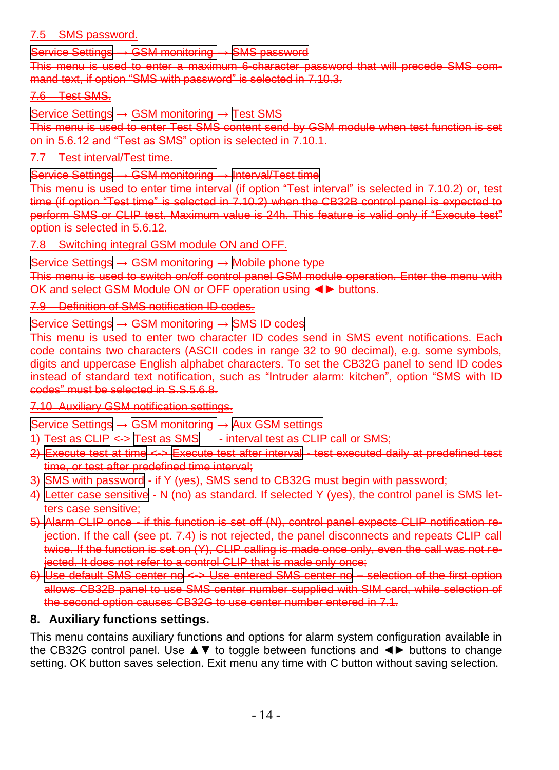~~7.5 SMS password.~~

~~Service Settings → GSM monitoring → SMS password~~

~~This menu is used to enter a maximum 6-character password that will precede SMS command text, if option "SMS with password" is selected in 7.10.3.~~

~~7.6 Test SMS.~~

~~Service Settings → GSM monitoring → Test SMS~~

~~This menu is used to enter Test SMS content send by GSM module when test function is set on in 5.6.12 and "Test as SMS" option is selected in 7.10.1.~~

~~7.7 Test interval/Test time.~~

~~Service Settings → GSM monitoring → Interval/Test time~~

~~This menu is used to enter time interval (if option "Test interval" is selected in 7.10.2) or, test time (if option "Test time" is selected in 7.10.2) when the CB32B control panel is expected to perform SMS or CLIP test. Maximum value is 24h. This feature is valid only if "Execute test" option is selected in 5.6.12.~~

~~7.8 Switching integral GSM module ON and OFF.~~

~~Service Settings → GSM monitoring → Mobile phone type~~

~~This menu is used to switch on/off control panel GSM module operation. Enter the menu with OK and select GSM Module ON or OFF operation using ◄► buttons.~~

~~7.9 Definition of SMS notification ID codes.~~

~~Service Settings → GSM monitoring → SMS ID codes~~

~~This menu is used to enter two character ID codes send in SMS event notifications. Each code contains two characters (ASCII codes in range 32 to 90 decimal), e.g. some symbols, digits and uppercase English alphabet characters. To set the CB32G panel to send ID codes instead of standard text notification, such as "Intruder alarm: kitchen", option "SMS with ID codes" must be selected in S.S.5.6.8.~~

~~7.10 Auxiliary GSM notification settings.~~

~~Service Settings → GSM monitoring → Aux GSM settings~~

1) ~~Test as CLIP <-> Test as SMS - interval test as CLIP call or SMS;~~
2) ~~Execute test at time <-> Execute test after interval - test executed daily at predefined test time, or test after predefined time interval;~~
3) ~~SMS with password - if Y (yes), SMS send to CB32G must begin with password;~~
4) ~~Letter case sensitive - N (no) as standard. If selected Y (yes), the control panel is SMS letters case sensitive;~~
5) ~~Alarm CLIP once - if this function is set off (N), control panel expects CLIP notification rejection. If the call (see pt. 7.4) is not rejected, the panel disconnects and repeats CLIP call twice. If the function is set on (Y), CLIP calling is made once only, even the call was not rejected. It does not refer to a control CLIP that is made only once;~~
6) ~~Use default SMS center no <-> Use entered SMS center no – selection of the first option allows CB32B panel to use SMS center number supplied with SIM card, while selection of the second option causes CB32G to use center number entered in 7.1.~~

## 8. Auxiliary functions settings.

This menu contains auxiliary functions and options for alarm system configuration available in the CB32G control panel. Use ▲▼ to toggle between functions and ◄► buttons to change setting. OK button saves selection. Exit menu any time with C button without saving selection.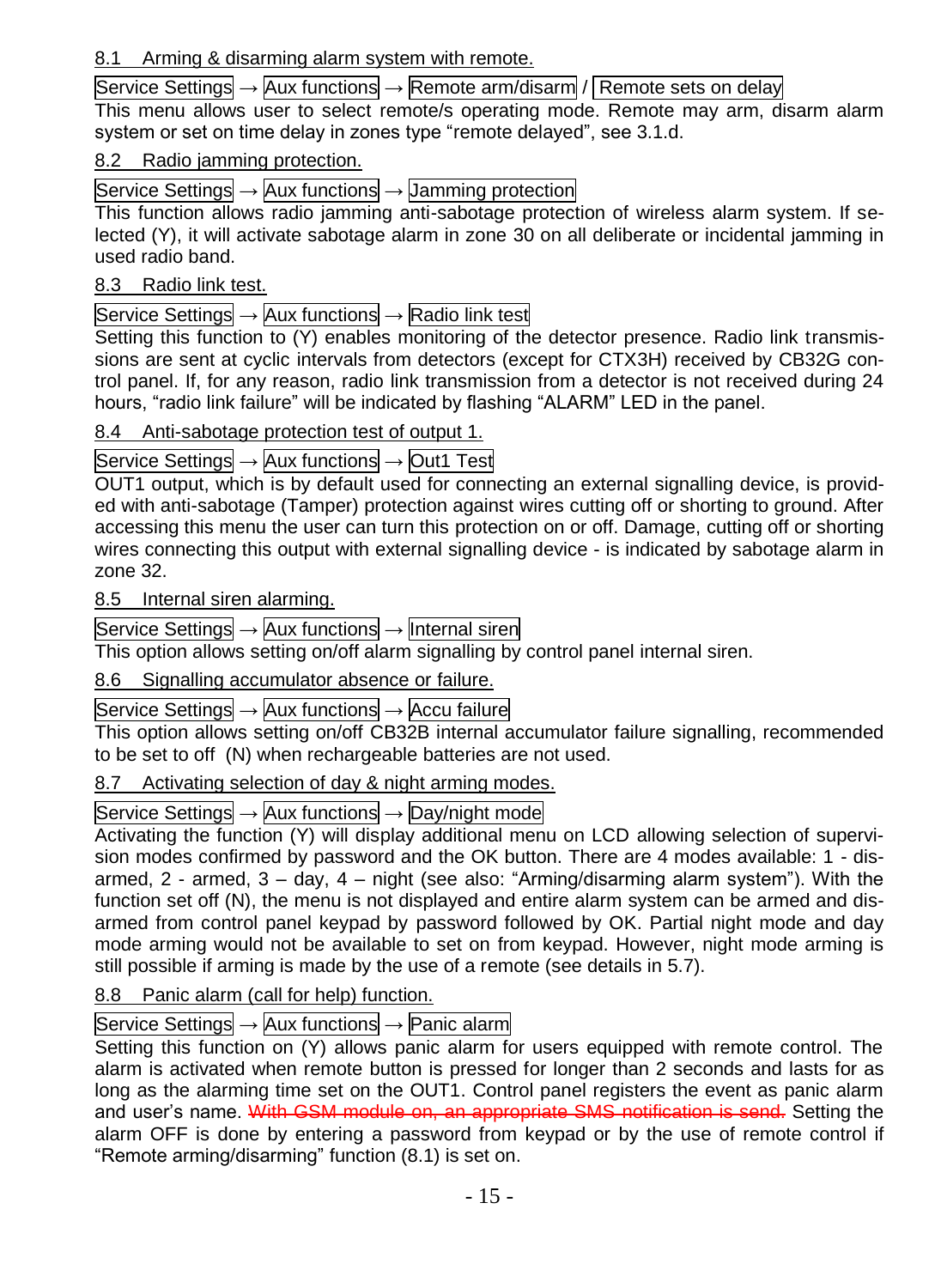## 8.1 Arming & disarming alarm system with remote.

Service Settings → Aux functions → Remote arm/disarm / Remote sets on delay

This menu allows user to select remote/s operating mode. Remote may arm, disarm alarm system or set on time delay in zones type “remote delayed”, see 3.1.d.

## 8.2 Radio jamming protection.

Service Settings → Aux functions → Jamming protection

This function allows radio jamming anti-sabotage protection of wireless alarm system. If selected (Y), it will activate sabotage alarm in zone 30 on all deliberate or incidental jamming in used radio band.

## 8.3 Radio link test.

Service Settings → Aux functions → Radio link test

Setting this function to (Y) enables monitoring of the detector presence. Radio link transmissions are sent at cyclic intervals from detectors (except for CTX3H) received by CB32G control panel. If, for any reason, radio link transmission from a detector is not received during 24 hours, “radio link failure” will be indicated by flashing “ALARM” LED in the panel.

## 8.4 Anti-sabotage protection test of output 1.

Service Settings → Aux functions → Out1 Test

OUT1 output, which is by default used for connecting an external signalling device, is provided with anti-sabotage (Tamper) protection against wires cutting off or shorting to ground. After accessing this menu the user can turn this protection on or off. Damage, cutting off or shorting wires connecting this output with external signalling device - is indicated by sabotage alarm in zone 32.

## 8.5 Internal siren alarming.

Service Settings → Aux functions → Internal siren

This option allows setting on/off alarm signalling by control panel internal siren.

## 8.6 Signalling accumulator absence or failure.

Service Settings → Aux functions → Accu failure

This option allows setting on/off CB32B internal accumulator failure signalling, recommended to be set to off (N) when rechargeable batteries are not used.

## 8.7 Activating selection of day & night arming modes.

Service Settings → Aux functions → Day/night mode

Activating the function (Y) will display additional menu on LCD allowing selection of supervision modes confirmed by password and the OK button. There are 4 modes available: 1 - disarmed, 2 - armed, 3 – day, 4 – night (see also: “Arming/disarming alarm system”). With the function set off (N), the menu is not displayed and entire alarm system can be armed and disarmed from control panel keypad by password followed by OK. Partial night mode and day mode arming would not be available to set on from keypad. However, night mode arming is still possible if arming is made by the use of a remote (see details in 5.7).

## 8.8 Panic alarm (call for help) function.

Service Settings → Aux functions → Panic alarm

Setting this function on (Y) allows panic alarm for users equipped with remote control. The alarm is activated when remote button is pressed for longer than 2 seconds and lasts for as long as the alarming time set on the OUT1. Control panel registers the event as panic alarm and user’s name. ~~With GSM module on, an appropriate SMS notification is send.~~ Setting the alarm OFF is done by entering a password from keypad or by the use of remote control if “Remote arming/disarming” function (8.1) is set on.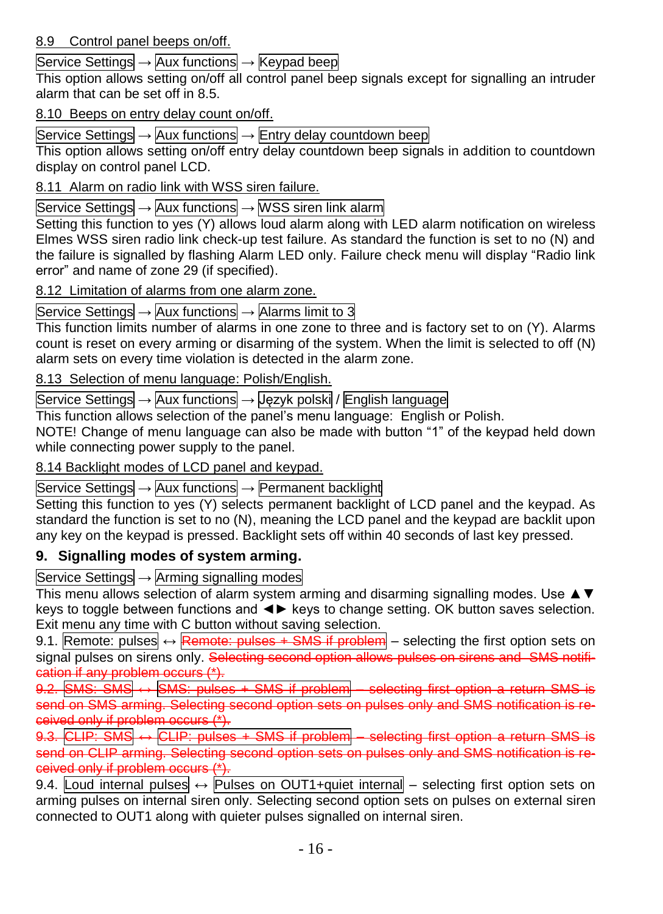8.9 Control panel beeps on/off.

Service Settings → Aux functions → Keypad beep
This option allows setting on/off all control panel beep signals except for signalling an intruder alarm that can be set off in 8.5.

8.10 Beeps on entry delay count on/off.

Service Settings → Aux functions → Entry delay countdown beep
This option allows setting on/off entry delay countdown beep signals in addition to countdown display on control panel LCD.

8.11 Alarm on radio link with WSS siren failure.

Service Settings → Aux functions → WSS siren link alarm
Setting this function to yes (Y) allows loud alarm along with LED alarm notification on wireless Elmes WSS siren radio link check-up test failure. As standard the function is set to no (N) and the failure is signalled by flashing Alarm LED only. Failure check menu will display "Radio link error" and name of zone 29 (if specified).

8.12 Limitation of alarms from one alarm zone.

Service Settings → Aux functions → Alarms limit to 3
This function limits number of alarms in one zone to three and is factory set to on (Y). Alarms count is reset on every arming or disarming of the system. When the limit is selected to off (N) alarm sets on every time violation is detected in the alarm zone.

8.13 Selection of menu language: Polish/English.

Service Settings → Aux functions → Język polski / English language
This function allows selection of the panel's menu language: English or Polish.
NOTE! Change of menu language can also be made with button "1" of the keypad held down while connecting power supply to the panel.

8.14 Backlight modes of LCD panel and keypad.

Service Settings → Aux functions → Permanent backlight
Setting this function to yes (Y) selects permanent backlight of LCD panel and the keypad. As standard the function is set to no (N), meaning the LCD panel and the keypad are backlit upon any key on the keypad is pressed. Backlight sets off within 40 seconds of last key pressed.

## 9. Signalling modes of system arming.

Service Settings → Arming signalling modes
This menu allows selection of alarm system arming and disarming signalling modes. Use ▲▼ keys to toggle between functions and ◄► keys to change setting. OK button saves selection. Exit menu any time with C button without saving selection.

9.1. Remote: pulses ↔ ~~Remote: pulses + SMS if problem~~ – selecting the first option sets on signal pulses on sirens only. ~~Selecting second option allows pulses on sirens and SMS notification if any problem occurs (\*).~~

~~9.2. SMS: SMS ↔ SMS: pulses + SMS if problem – selecting first option a return SMS is send on SMS arming. Selecting second option sets on pulses only and SMS notification is received only if problem occurs (\*).~~

~~9.3. CLIP: SMS ↔ CLIP: pulses + SMS if problem – selecting first option a return SMS is send on CLIP arming. Selecting second option sets on pulses only and SMS notification is received only if problem occurs (\*).~~

9.4. Loud internal pulses ↔ Pulses on OUT1+quiet internal – selecting first option sets on arming pulses on internal siren only. Selecting second option sets on pulses on external siren connected to OUT1 along with quieter pulses signalled on internal siren.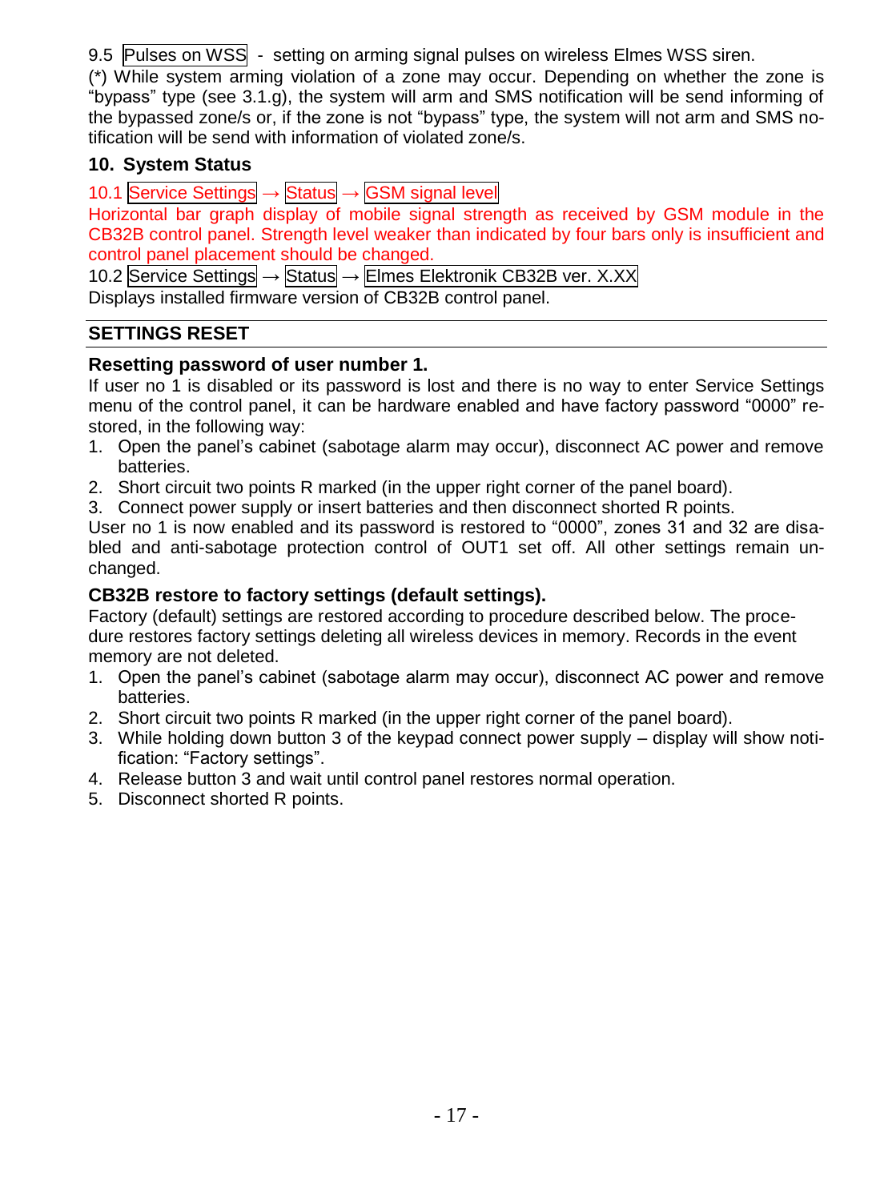9.5 Pulses on WSS - setting on arming signal pulses on wireless Elmes WSS siren.

(*) While system arming violation of a zone may occur. Depending on whether the zone is "bypass" type (see 3.1.g), the system will arm and SMS notification will be send informing of the bypassed zone/s or, if the zone is not "bypass" type, the system will not arm and SMS notification will be send with information of violated zone/s.

## 10. System Status

10.1 Service Settings → Status → GSM signal level

Horizontal bar graph display of mobile signal strength as received by GSM module in the CB32B control panel. Strength level weaker than indicated by four bars only is insufficient and control panel placement should be changed.

10.2 Service Settings → Status → Elmes Elektronik CB32B ver. X.XX

Displays installed firmware version of CB32B control panel.

## SETTINGS RESET

### Resetting password of user number 1.

If user no 1 is disabled or its password is lost and there is no way to enter Service Settings menu of the control panel, it can be hardware enabled and have factory password "0000" restored, in the following way:

1. Open the panel's cabinet (sabotage alarm may occur), disconnect AC power and remove batteries.
2. Short circuit two points R marked (in the upper right corner of the panel board).
3. Connect power supply or insert batteries and then disconnect shorted R points.

User no 1 is now enabled and its password is restored to "0000", zones 31 and 32 are disabled and anti-sabotage protection control of OUT1 set off. All other settings remain unchanged.

### CB32B restore to factory settings (default settings).

Factory (default) settings are restored according to procedure described below. The procedure restores factory settings deleting all wireless devices in memory. Records in the event memory are not deleted.

1. Open the panel's cabinet (sabotage alarm may occur), disconnect AC power and remove batteries.
2. Short circuit two points R marked (in the upper right corner of the panel board).
3. While holding down button 3 of the keypad connect power supply – display will show notification: "Factory settings".
4. Release button 3 and wait until control panel restores normal operation.
5. Disconnect shorted R points.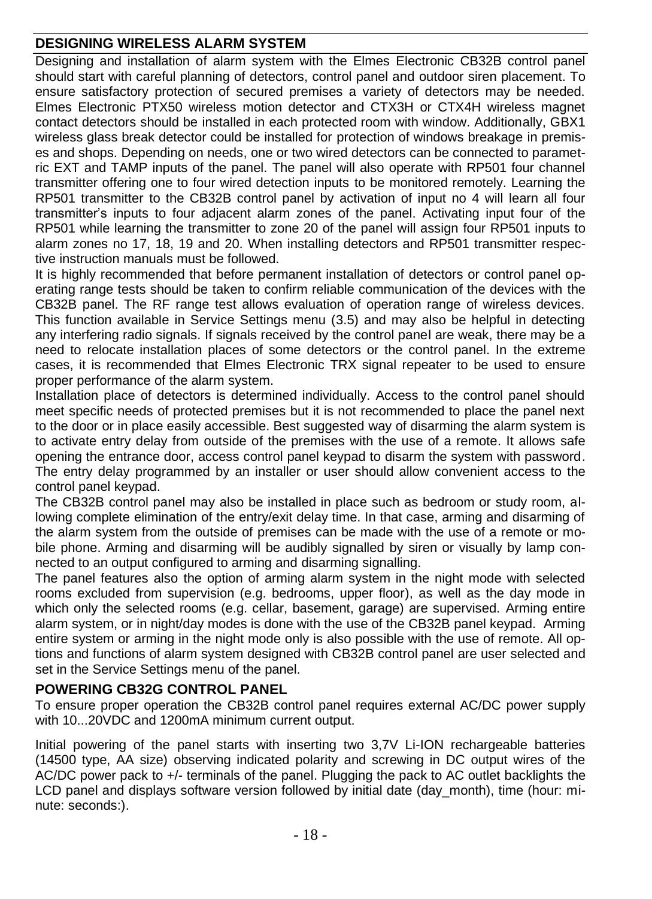## DESIGNING WIRELESS ALARM SYSTEM

Designing and installation of alarm system with the Elmes Electronic CB32B control panel should start with careful planning of detectors, control panel and outdoor siren placement. To ensure satisfactory protection of secured premises a variety of detectors may be needed. Elmes Electronic PTX50 wireless motion detector and CTX3H or CTX4H wireless magnet contact detectors should be installed in each protected room with window. Additionally, GBX1 wireless glass break detector could be installed for protection of windows breakage in premises and shops. Depending on needs, one or two wired detectors can be connected to parametric EXT and TAMP inputs of the panel. The panel will also operate with RP501 four channel transmitter offering one to four wired detection inputs to be monitored remotely. Learning the RP501 transmitter to the CB32B control panel by activation of input no 4 will learn all four transmitter's inputs to four adjacent alarm zones of the panel. Activating input four of the RP501 while learning the transmitter to zone 20 of the panel will assign four RP501 inputs to alarm zones no 17, 18, 19 and 20. When installing detectors and RP501 transmitter respective instruction manuals must be followed.

It is highly recommended that before permanent installation of detectors or control panel operating range tests should be taken to confirm reliable communication of the devices with the CB32B panel. The RF range test allows evaluation of operation range of wireless devices. This function available in Service Settings menu (3.5) and may also be helpful in detecting any interfering radio signals. If signals received by the control panel are weak, there may be a need to relocate installation places of some detectors or the control panel. In the extreme cases, it is recommended that Elmes Electronic TRX signal repeater to be used to ensure proper performance of the alarm system.

Installation place of detectors is determined individually. Access to the control panel should meet specific needs of protected premises but it is not recommended to place the panel next to the door or in place easily accessible. Best suggested way of disarming the alarm system is to activate entry delay from outside of the premises with the use of a remote. It allows safe opening the entrance door, access control panel keypad to disarm the system with password. The entry delay programmed by an installer or user should allow convenient access to the control panel keypad.

The CB32B control panel may also be installed in place such as bedroom or study room, allowing complete elimination of the entry/exit delay time. In that case, arming and disarming of the alarm system from the outside of premises can be made with the use of a remote or mobile phone. Arming and disarming will be audibly signalled by siren or visually by lamp connected to an output configured to arming and disarming signalling.

The panel features also the option of arming alarm system in the night mode with selected rooms excluded from supervision (e.g. bedrooms, upper floor), as well as the day mode in which only the selected rooms (e.g. cellar, basement, garage) are supervised. Arming entire alarm system, or in night/day modes is done with the use of the CB32B panel keypad. Arming entire system or arming in the night mode only is also possible with the use of remote. All options and functions of alarm system designed with CB32B control panel are user selected and set in the Service Settings menu of the panel.

## POWERING CB32G CONTROL PANEL

To ensure proper operation the CB32B control panel requires external AC/DC power supply with 10...20VDC and 1200mA minimum current output.

Initial powering of the panel starts with inserting two 3,7V Li-ION rechargeable batteries (14500 type, AA size) observing indicated polarity and screwing in DC output wires of the AC/DC power pack to +/- terminals of the panel. Plugging the pack to AC outlet backlights the LCD panel and displays software version followed by initial date (day_month), time (hour: minute: seconds:).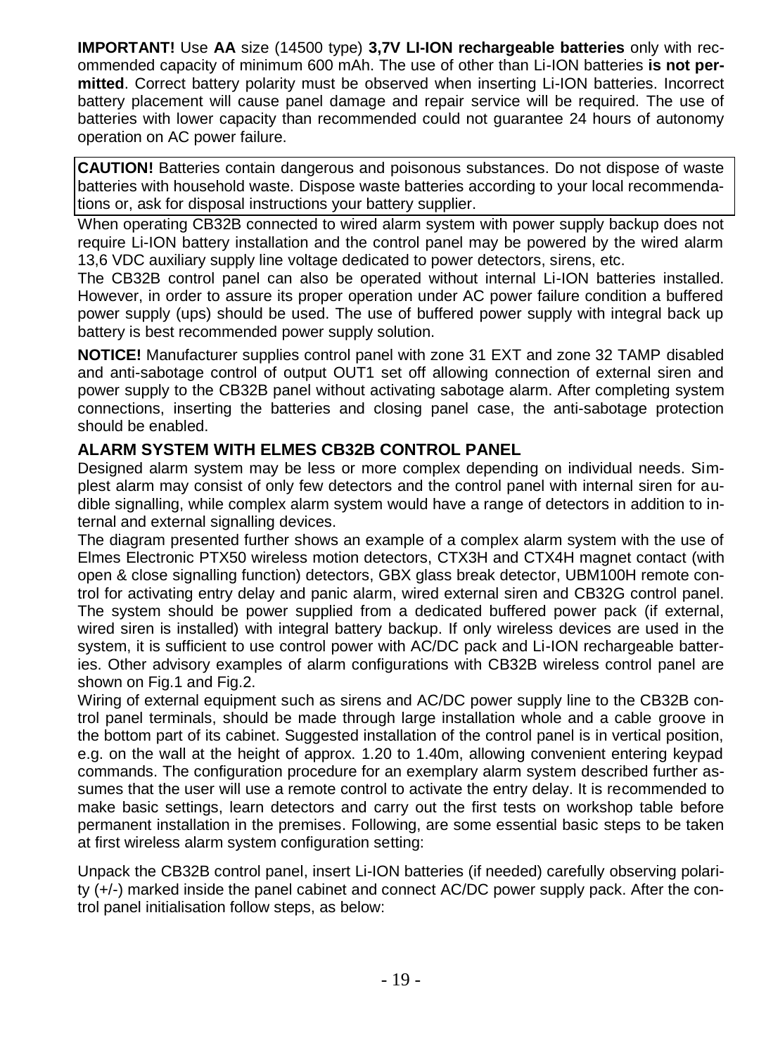**IMPORTANT!** Use **AA** size (14500 type) **3,7V LI-ION rechargeable batteries** only with recommended capacity of minimum 600 mAh. The use of other than Li-ION batteries **is not permitted**. Correct battery polarity must be observed when inserting Li-ION batteries. Incorrect battery placement will cause panel damage and repair service will be required. The use of batteries with lower capacity than recommended could not guarantee 24 hours of autonomy operation on AC power failure.

**CAUTION!** Batteries contain dangerous and poisonous substances. Do not dispose of waste batteries with household waste. Dispose waste batteries according to your local recommendations or, ask for disposal instructions your battery supplier.

When operating CB32B connected to wired alarm system with power supply backup does not require Li-ION battery installation and the control panel may be powered by the wired alarm 13,6 VDC auxiliary supply line voltage dedicated to power detectors, sirens, etc.

The CB32B control panel can also be operated without internal Li-ION batteries installed. However, in order to assure its proper operation under AC power failure condition a buffered power supply (ups) should be used. The use of buffered power supply with integral back up battery is best recommended power supply solution.

**NOTICE!** Manufacturer supplies control panel with zone 31 EXT and zone 32 TAMP disabled and anti-sabotage control of output OUT1 set off allowing connection of external siren and power supply to the CB32B panel without activating sabotage alarm. After completing system connections, inserting the batteries and closing panel case, the anti-sabotage protection should be enabled.

## ALARM SYSTEM WITH ELMES CB32B CONTROL PANEL

Designed alarm system may be less or more complex depending on individual needs. Simplest alarm may consist of only few detectors and the control panel with internal siren for audible signalling, while complex alarm system would have a range of detectors in addition to internal and external signalling devices.

The diagram presented further shows an example of a complex alarm system with the use of Elmes Electronic PTX50 wireless motion detectors, CTX3H and CTX4H magnet contact (with open & close signalling function) detectors, GBX glass break detector, UBM100H remote control for activating entry delay and panic alarm, wired external siren and CB32G control panel. The system should be power supplied from a dedicated buffered power pack (if external, wired siren is installed) with integral battery backup. If only wireless devices are used in the system, it is sufficient to use control power with AC/DC pack and Li-ION rechargeable batteries. Other advisory examples of alarm configurations with CB32B wireless control panel are shown on Fig.1 and Fig.2.

Wiring of external equipment such as sirens and AC/DC power supply line to the CB32B control panel terminals, should be made through large installation whole and a cable groove in the bottom part of its cabinet. Suggested installation of the control panel is in vertical position, e.g. on the wall at the height of approx. 1.20 to 1.40m, allowing convenient entering keypad commands. The configuration procedure for an exemplary alarm system described further assumes that the user will use a remote control to activate the entry delay. It is recommended to make basic settings, learn detectors and carry out the first tests on workshop table before permanent installation in the premises. Following, are some essential basic steps to be taken at first wireless alarm system configuration setting:

Unpack the CB32B control panel, insert Li-ION batteries (if needed) carefully observing polarity (+/-) marked inside the panel cabinet and connect AC/DC power supply pack. After the control panel initialisation follow steps, as below: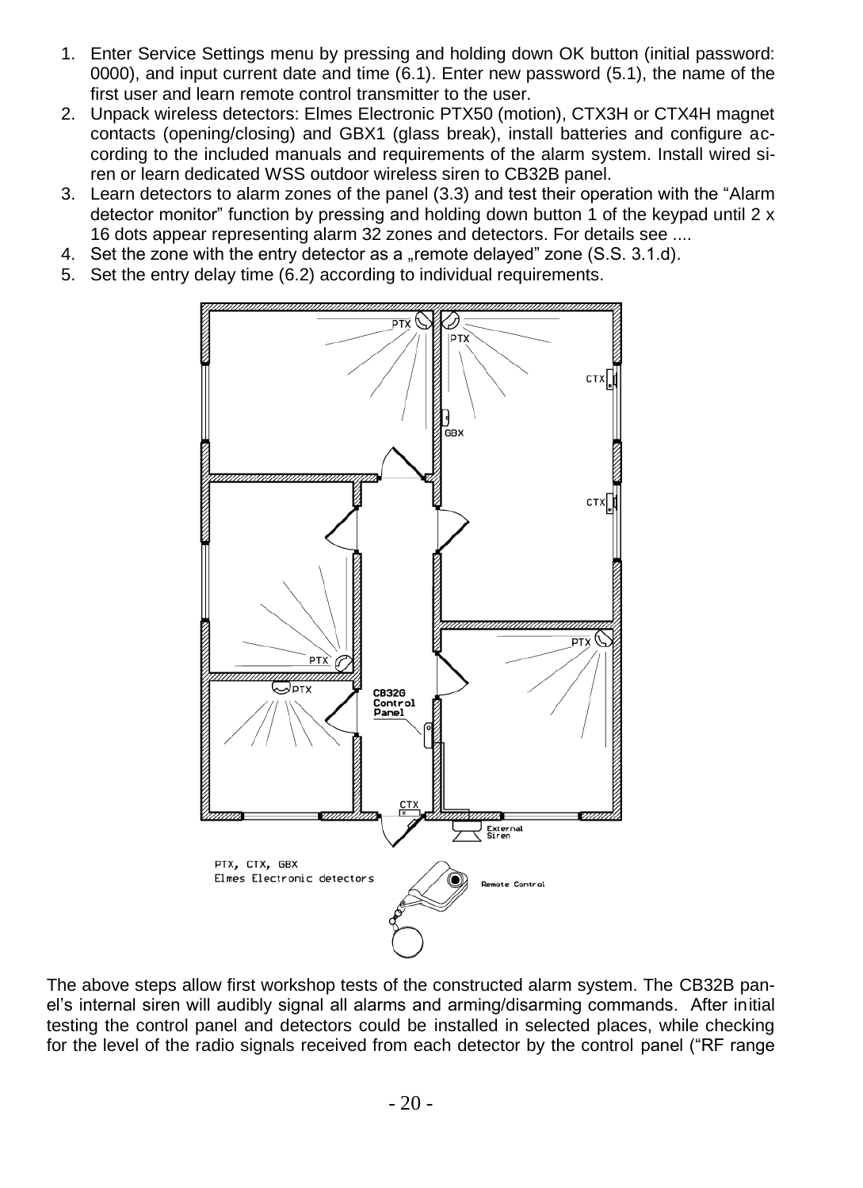1. Enter Service Settings menu by pressing and holding down OK button (initial password: 0000), and input current date and time (6.1). Enter new password (5.1), the name of the first user and learn remote control transmitter to the user.
2. Unpack wireless detectors: Elmes Electronic PTX50 (motion), CTX3H or CTX4H magnet contacts (opening/closing) and GBX1 (glass break), install batteries and configure according to the included manuals and requirements of the alarm system. Install wired siren or learn dedicated WSS outdoor wireless siren to CB32B panel.
3. Learn detectors to alarm zones of the panel (3.3) and test their operation with the "Alarm detector monitor" function by pressing and holding down button 1 of the keypad until 2 x 16 dots appear representing alarm 32 zones and detectors. For details see ....
4. Set the zone with the entry detector as a „remote delayed" zone (S.S. 3.1.d).
5. Set the entry delay time (6.2) according to individual requirements.

PTX, CTX, GBX
Elmes Electronic detectors

The above steps allow first workshop tests of the constructed alarm system. The CB32B panel's internal siren will audibly signal all alarms and arming/disarming commands. After initial testing the control panel and detectors could be installed in selected places, while checking for the level of the radio signals received from each detector by the control panel ("RF range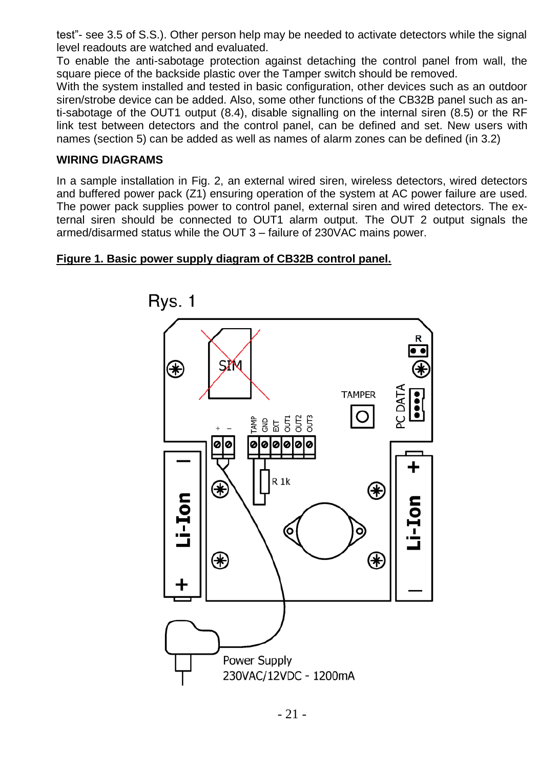test"- see 3.5 of S.S.). Other person help may be needed to activate detectors while the signal level readouts are watched and evaluated.
To enable the anti-sabotage protection against detaching the control panel from wall, the square piece of the backside plastic over the Tamper switch should be removed.
With the system installed and tested in basic configuration, other devices such as an outdoor siren/strobe device can be added. Also, some other functions of the CB32B panel such as anti-sabotage of the OUT1 output (8.4), disable signalling on the internal siren (8.5) or the RF link test between detectors and the control panel, can be defined and set. New users with names (section 5) can be added as well as names of alarm zones can be defined (in 3.2)

**WIRING DIAGRAMS**

In a sample installation in Fig. 2, an external wired siren, wireless detectors, wired detectors and buffered power pack (Z1) ensuring operation of the system at AC power failure are used. The power pack supplies power to control panel, external siren and wired detectors. The external siren should be connected to OUT1 alarm output. The OUT 2 output signals the armed/disarmed status while the OUT 3 – failure of 230VAC mains power.

**Figure 1. Basic power supply diagram of CB32B control panel.**

Rys. 1

SIM

R

TAMPER

PC DATA

+ −

TAMP GND EXT OUT1 OUT2 OUT3

R 1k

Li-Ion

Li-Ion

Power Supply
230VAC/12VDC - 1200mA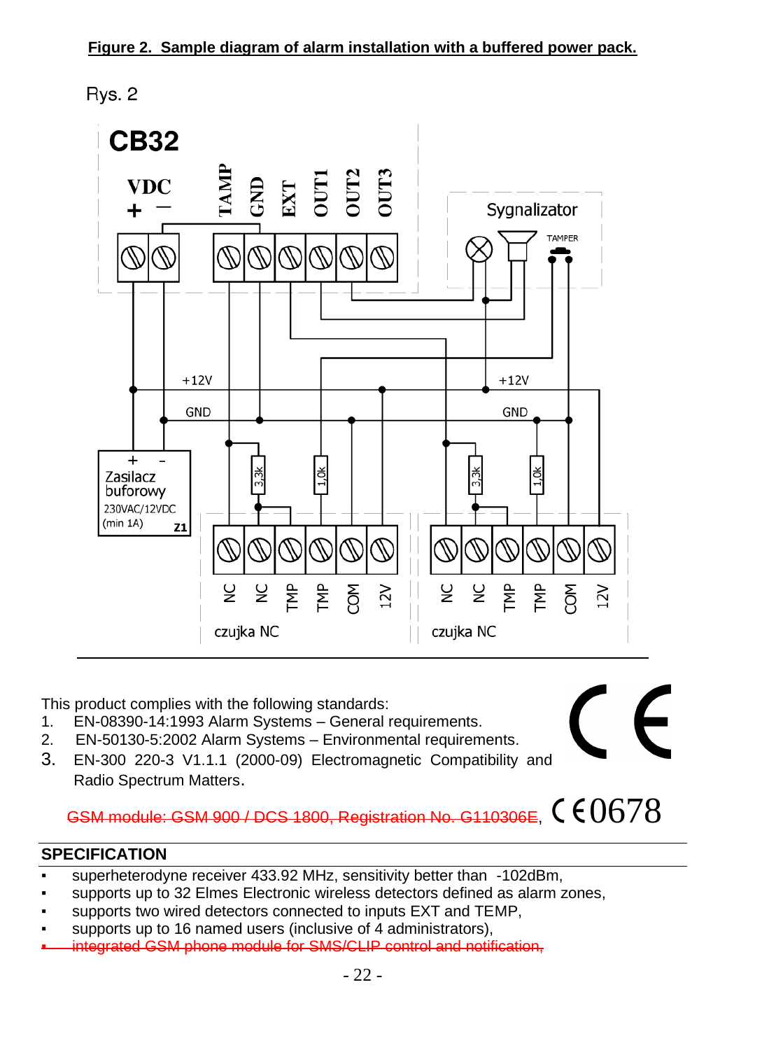**Figure 2. Sample diagram of alarm installation with a buffered power pack.**

Rys. 2

CB32

VDC + −  TAMP GND EXT OUT1 OUT2 OUT3

Sygnalizator  TAMPER

+12V  GND  +12V  GND

Zasilacz buforowy 230VAC/12VDC (min 1A) Z1

3,3k  1,0k  3,3k  1,0k

NC NC TMP TMP COM 12V  NC NC TMP TMP COM 12V

czujka NC  czujka NC

This product complies with the following standards:

1. EN-08390-14:1993 Alarm Systems – General requirements.
2. EN-50130-5:2002 Alarm Systems – Environmental requirements.
3. EN-300 220-3 V1.1.1 (2000-09) Electromagnetic Compatibility and Radio Spectrum Matters.

~~GSM module: GSM 900 / DCS 1800, Registration No. G110306E~~, CE0678

## SPECIFICATION

- superheterodyne receiver 433.92 MHz, sensitivity better than -102dBm,
- supports up to 32 Elmes Electronic wireless detectors defined as alarm zones,
- supports two wired detectors connected to inputs EXT and TEMP,
- supports up to 16 named users (inclusive of 4 administrators),
- ~~integrated GSM phone module for SMS/CLIP control and notification,~~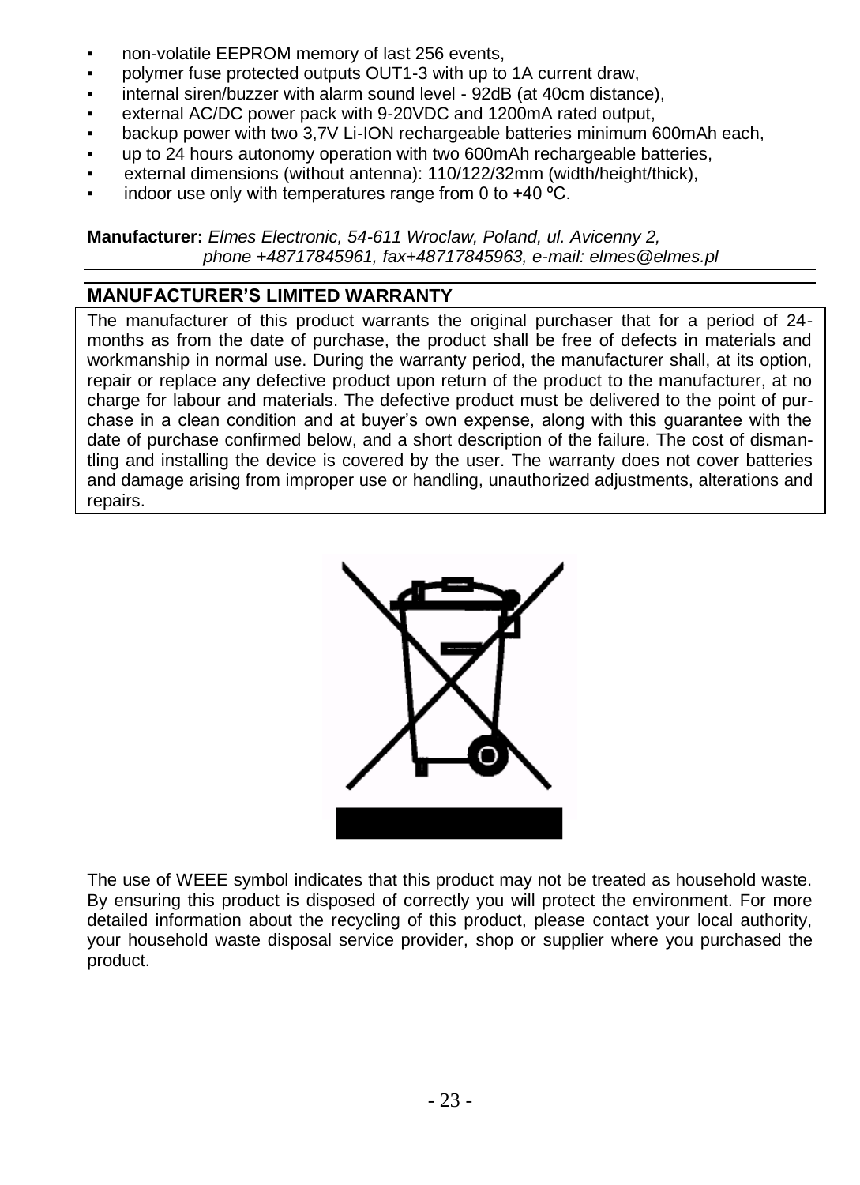- non-volatile EEPROM memory of last 256 events,
- polymer fuse protected outputs OUT1-3 with up to 1A current draw,
- internal siren/buzzer with alarm sound level - 92dB (at 40cm distance),
- external AC/DC power pack with 9-20VDC and 1200mA rated output,
- backup power with two 3,7V Li-ION rechargeable batteries minimum 600mAh each,
- up to 24 hours autonomy operation with two 600mAh rechargeable batteries,
- external dimensions (without antenna): 110/122/32mm (width/height/thick),
- indoor use only with temperatures range from 0 to +40 ºC.

**Manufacturer:** *Elmes Electronic, 54-611 Wroclaw, Poland, ul. Avicenny 2, phone +48717845961, fax+48717845963, e-mail: elmes@elmes.pl*

## MANUFACTURER'S LIMITED WARRANTY

The manufacturer of this product warrants the original purchaser that for a period of 24-months as from the date of purchase, the product shall be free of defects in materials and workmanship in normal use. During the warranty period, the manufacturer shall, at its option, repair or replace any defective product upon return of the product to the manufacturer, at no charge for labour and materials. The defective product must be delivered to the point of purchase in a clean condition and at buyer's own expense, along with this guarantee with the date of purchase confirmed below, and a short description of the failure. The cost of dismantling and installing the device is covered by the user. The warranty does not cover batteries and damage arising from improper use or handling, unauthorized adjustments, alterations and repairs.

The use of WEEE symbol indicates that this product may not be treated as household waste. By ensuring this product is disposed of correctly you will protect the environment. For more detailed information about the recycling of this product, please contact your local authority, your household waste disposal service provider, shop or supplier where you purchased the product.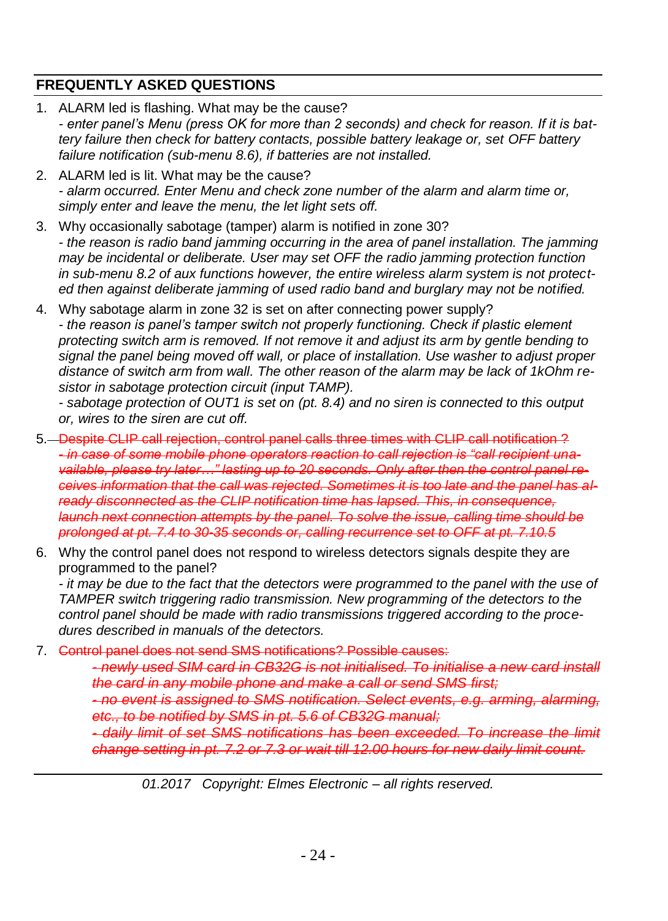## FREQUENTLY ASKED QUESTIONS

1. ALARM led is flashing. What may be the cause?
   *- enter panel's Menu (press OK for more than 2 seconds) and check for reason. If it is battery failure then check for battery contacts, possible battery leakage or, set OFF battery failure notification (sub-menu 8.6), if batteries are not installed.*

2. ALARM led is lit. What may be the cause?
   *- alarm occurred. Enter Menu and check zone number of the alarm and alarm time or, simply enter and leave the menu, the let light sets off.*

3. Why occasionally sabotage (tamper) alarm is notified in zone 30?
   *- the reason is radio band jamming occurring in the area of panel installation. The jamming may be incidental or deliberate. User may set OFF the radio jamming protection function in sub-menu 8.2 of aux functions however, the entire wireless alarm system is not protected then against deliberate jamming of used radio band and burglary may not be notified.*

4. Why sabotage alarm in zone 32 is set on after connecting power supply?
   *- the reason is panel's tamper switch not properly functioning. Check if plastic element protecting switch arm is removed. If not remove it and adjust its arm by gentle bending to signal the panel being moved off wall, or place of installation. Use washer to adjust proper distance of switch arm from wall. The other reason of the alarm may be lack of 1kOhm resistor in sabotage protection circuit (input TAMP).*
   *- sabotage protection of OUT1 is set on (pt. 8.4) and no siren is connected to this output or, wires to the siren are cut off.*

5. ~~Despite CLIP call rejection, control panel calls three times with CLIP call notification ?~~
   ~~*- in case of some mobile phone operators reaction to call rejection is "call recipient unavailable, please try later…" lasting up to 20 seconds. Only after then the control panel receives information that the call was rejected. Sometimes it is too late and the panel has already disconnected as the CLIP notification time has lapsed. This, in consequence, launch next connection attempts by the panel. To solve the issue, calling time should be prolonged at pt. 7.4 to 30-35 seconds or, calling recurrence set to OFF at pt. 7.10.5*~~

6. Why the control panel does not respond to wireless detectors signals despite they are programmed to the panel?
   *- it may be due to the fact that the detectors were programmed to the panel with the use of TAMPER switch triggering radio transmission. New programming of the detectors to the control panel should be made with radio transmissions triggered according to the procedures described in manuals of the detectors.*

7. ~~Control panel does not send SMS notifications? Possible causes:~~
   ~~*- newly used SIM card in CB32G is not initialised. To initialise a new card install the card in any mobile phone and make a call or send SMS first;*~~
   ~~*- no event is assigned to SMS notification. Select events, e.g. arming, alarming, etc., to be notified by SMS in pt. 5.6 of CB32G manual;*~~
   ~~*- daily limit of set SMS notifications has been exceeded. To increase the limit change setting in pt. 7.2 or 7.3 or wait till 12.00 hours for new daily limit count.*~~

*01.2017 Copyright: Elmes Electronic – all rights reserved.*